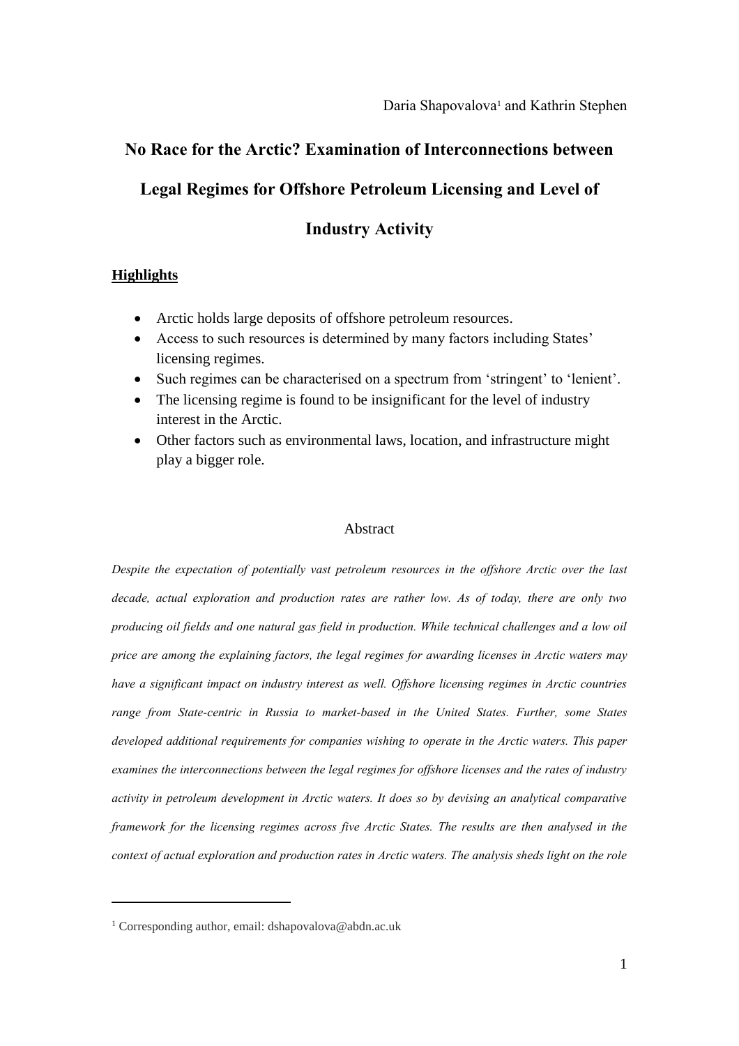Daria Shapovalova[1] and Kathrin Stephen

# No Race for the Arctic? Examination of Interconnections between Legal Regimes for Offshore Petroleum Licensing and Level of Industry Activity

## Highlights

- Arctic holds large deposits of offshore petroleum resources.
- Access to such resources is determined by many factors including States' licensing regimes.
- Such regimes can be characterised on a spectrum from 'stringent' to 'lenient'.
- The licensing regime is found to be insignificant for the level of industry interest in the Arctic.
- Other factors such as environmental laws, location, and infrastructure might play a bigger role.

## Abstract

*Despite the expectation of potentially vast petroleum resources in the offshore Arctic over the last decade, actual exploration and production rates are rather low. As of today, there are only two producing oil fields and one natural gas field in production. While technical challenges and a low oil price are among the explaining factors, the legal regimes for awarding licenses in Arctic waters may have a significant impact on industry interest as well. Offshore licensing regimes in Arctic countries range from State-centric in Russia to market-based in the United States. Further, some States developed additional requirements for companies wishing to operate in the Arctic waters. This paper examines the interconnections between the legal regimes for offshore licenses and the rates of industry activity in petroleum development in Arctic waters. It does so by devising an analytical comparative framework for the licensing regimes across five Arctic States. The results are then analysed in the context of actual exploration and production rates in Arctic waters. The analysis sheds light on the role*

[1] Corresponding author, email: dshapovalova@abdn.ac.uk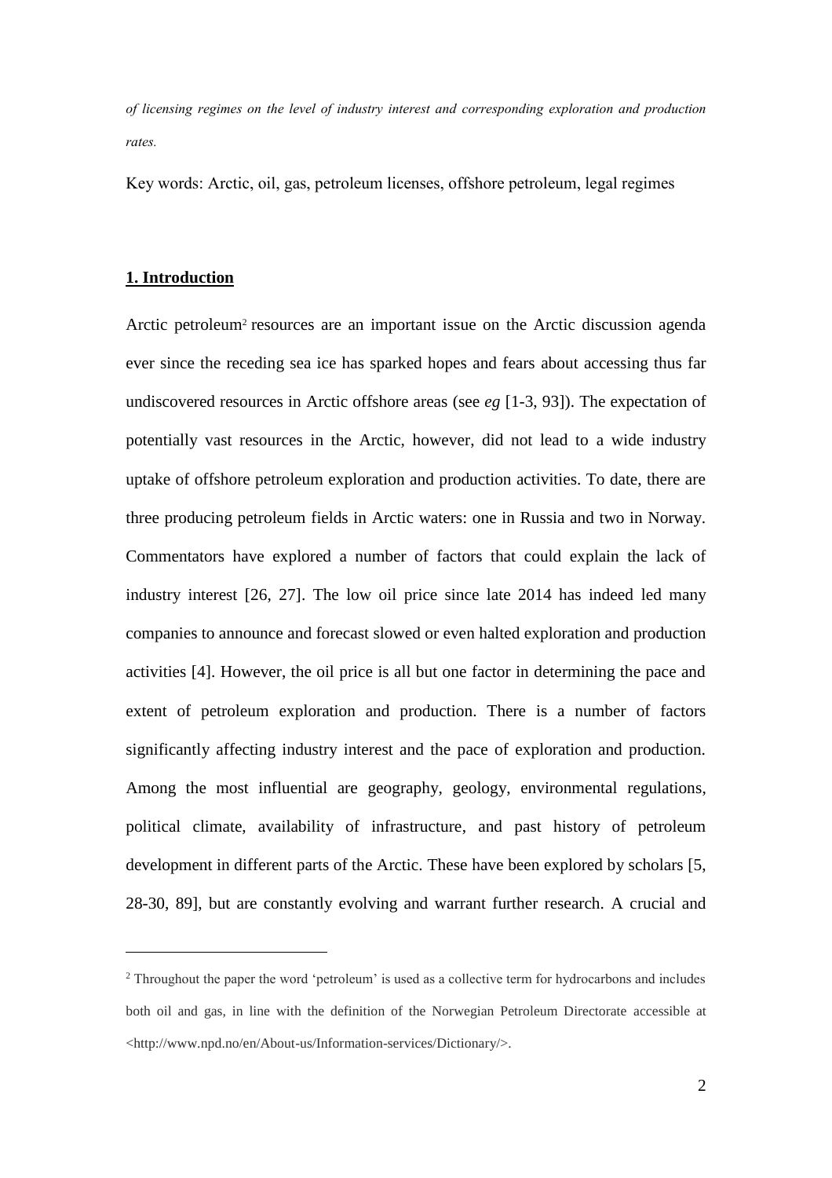*of licensing regimes on the level of industry interest and corresponding exploration and production rates.*

Key words: Arctic, oil, gas, petroleum licenses, offshore petroleum, legal regimes

## 1. Introduction

Arctic petroleum[2] resources are an important issue on the Arctic discussion agenda ever since the receding sea ice has sparked hopes and fears about accessing thus far undiscovered resources in Arctic offshore areas (see *eg* [1-3, 93]). The expectation of potentially vast resources in the Arctic, however, did not lead to a wide industry uptake of offshore petroleum exploration and production activities. To date, there are three producing petroleum fields in Arctic waters: one in Russia and two in Norway. Commentators have explored a number of factors that could explain the lack of industry interest [26, 27]. The low oil price since late 2014 has indeed led many companies to announce and forecast slowed or even halted exploration and production activities [4]. However, the oil price is all but one factor in determining the pace and extent of petroleum exploration and production. There is a number of factors significantly affecting industry interest and the pace of exploration and production. Among the most influential are geography, geology, environmental regulations, political climate, availability of infrastructure, and past history of petroleum development in different parts of the Arctic. These have been explored by scholars [5, 28-30, 89], but are constantly evolving and warrant further research. A crucial and

[2] Throughout the paper the word 'petroleum' is used as a collective term for hydrocarbons and includes both oil and gas, in line with the definition of the Norwegian Petroleum Directorate accessible at <http://www.npd.no/en/About-us/Information-services/Dictionary/>.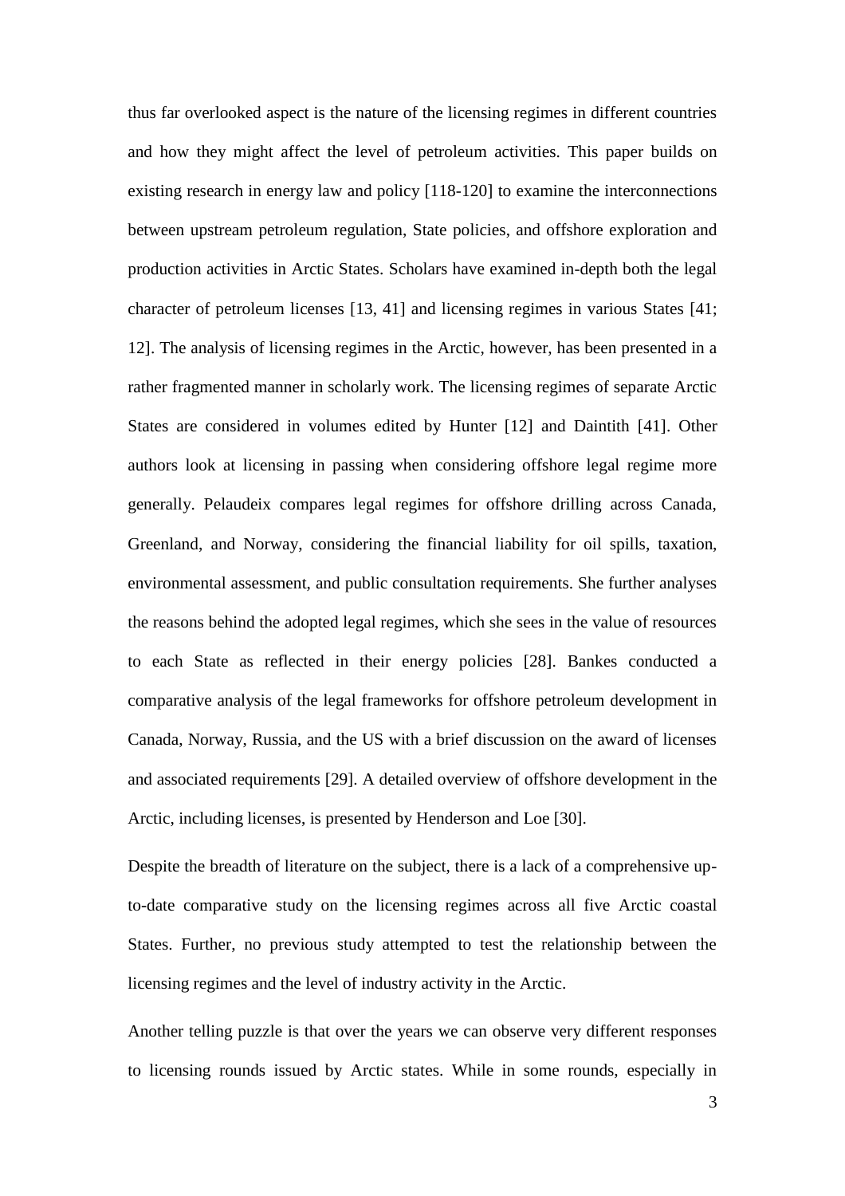thus far overlooked aspect is the nature of the licensing regimes in different countries and how they might affect the level of petroleum activities. This paper builds on existing research in energy law and policy [118-120] to examine the interconnections between upstream petroleum regulation, State policies, and offshore exploration and production activities in Arctic States. Scholars have examined in-depth both the legal character of petroleum licenses [13, 41] and licensing regimes in various States [41; 12]. The analysis of licensing regimes in the Arctic, however, has been presented in a rather fragmented manner in scholarly work. The licensing regimes of separate Arctic States are considered in volumes edited by Hunter [12] and Daintith [41]. Other authors look at licensing in passing when considering offshore legal regime more generally. Pelaudeix compares legal regimes for offshore drilling across Canada, Greenland, and Norway, considering the financial liability for oil spills, taxation, environmental assessment, and public consultation requirements. She further analyses the reasons behind the adopted legal regimes, which she sees in the value of resources to each State as reflected in their energy policies [28]. Bankes conducted a comparative analysis of the legal frameworks for offshore petroleum development in Canada, Norway, Russia, and the US with a brief discussion on the award of licenses and associated requirements [29]. A detailed overview of offshore development in the Arctic, including licenses, is presented by Henderson and Loe [30].

Despite the breadth of literature on the subject, there is a lack of a comprehensive up-to-date comparative study on the licensing regimes across all five Arctic coastal States. Further, no previous study attempted to test the relationship between the licensing regimes and the level of industry activity in the Arctic.

Another telling puzzle is that over the years we can observe very different responses to licensing rounds issued by Arctic states. While in some rounds, especially in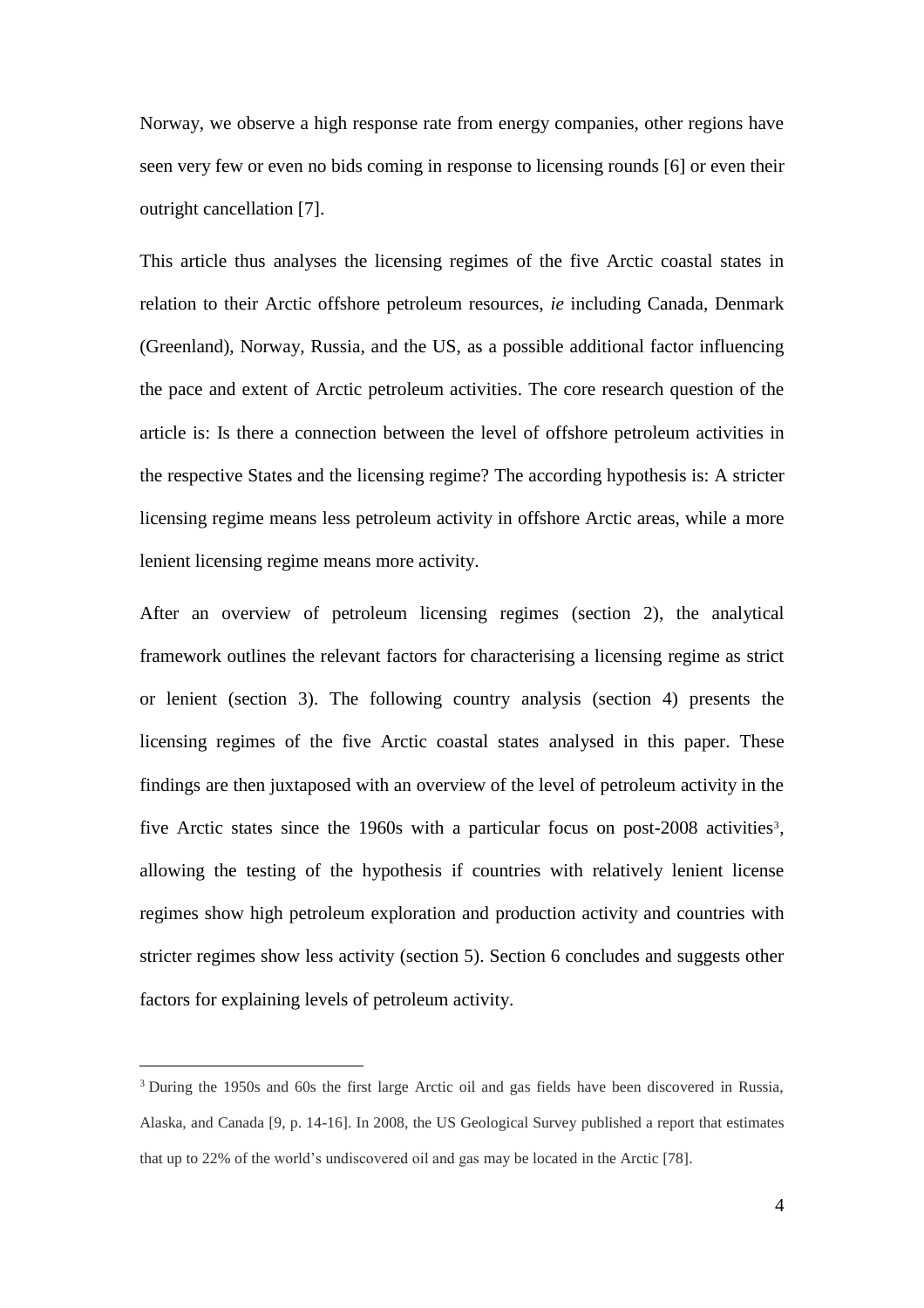Norway, we observe a high response rate from energy companies, other regions have seen very few or even no bids coming in response to licensing rounds [6] or even their outright cancellation [7].

This article thus analyses the licensing regimes of the five Arctic coastal states in relation to their Arctic offshore petroleum resources, *ie* including Canada, Denmark (Greenland), Norway, Russia, and the US, as a possible additional factor influencing the pace and extent of Arctic petroleum activities. The core research question of the article is: Is there a connection between the level of offshore petroleum activities in the respective States and the licensing regime? The according hypothesis is: A stricter licensing regime means less petroleum activity in offshore Arctic areas, while a more lenient licensing regime means more activity.

After an overview of petroleum licensing regimes (section 2), the analytical framework outlines the relevant factors for characterising a licensing regime as strict or lenient (section 3). The following country analysis (section 4) presents the licensing regimes of the five Arctic coastal states analysed in this paper. These findings are then juxtaposed with an overview of the level of petroleum activity in the five Arctic states since the 1960s with a particular focus on post-2008 activities[3], allowing the testing of the hypothesis if countries with relatively lenient license regimes show high petroleum exploration and production activity and countries with stricter regimes show less activity (section 5). Section 6 concludes and suggests other factors for explaining levels of petroleum activity.

[3] During the 1950s and 60s the first large Arctic oil and gas fields have been discovered in Russia, Alaska, and Canada [9, p. 14-16]. In 2008, the US Geological Survey published a report that estimates that up to 22% of the world's undiscovered oil and gas may be located in the Arctic [78].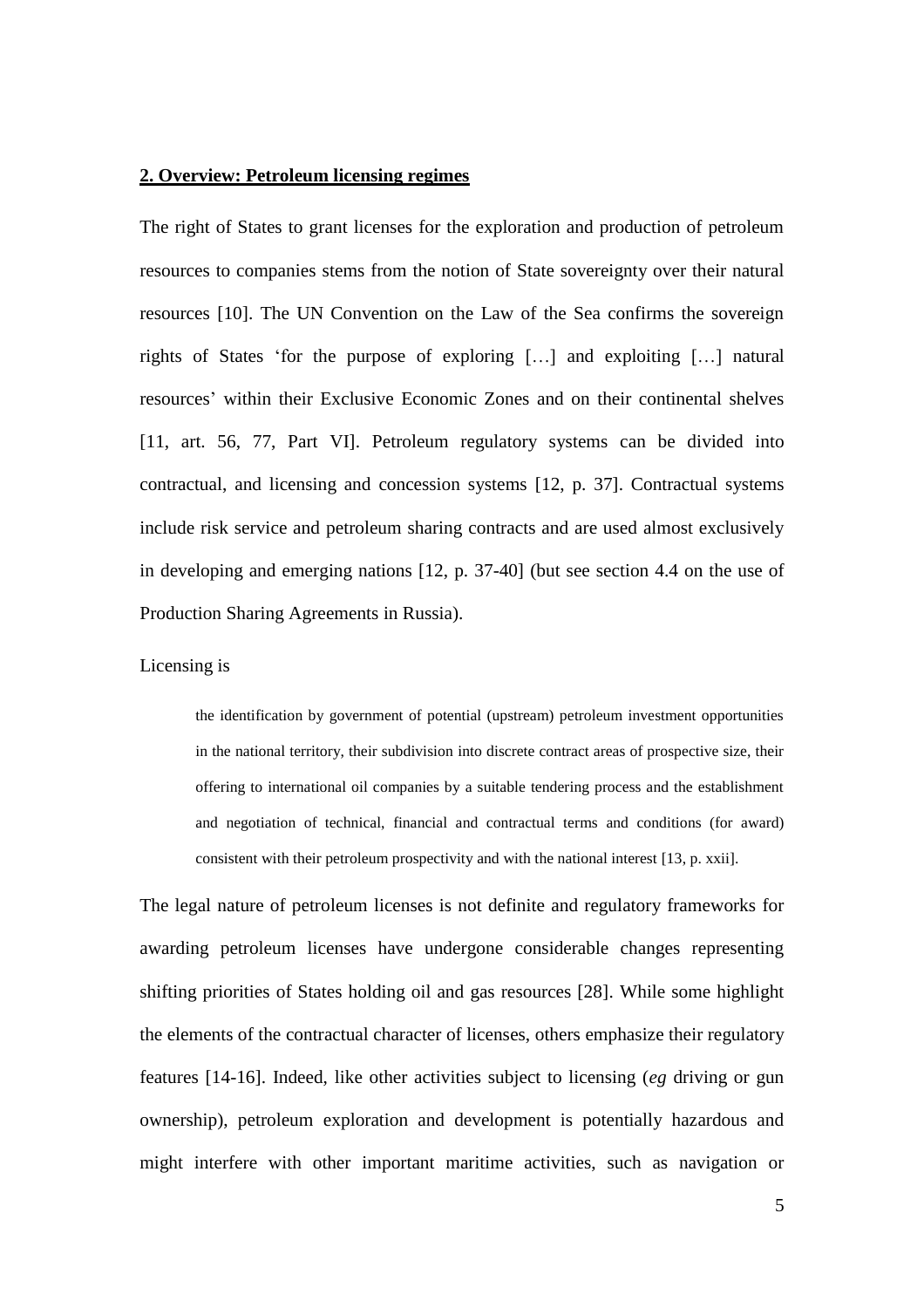## **2. Overview: Petroleum licensing regimes**

The right of States to grant licenses for the exploration and production of petroleum resources to companies stems from the notion of State sovereignty over their natural resources [10]. The UN Convention on the Law of the Sea confirms the sovereign rights of States 'for the purpose of exploring […] and exploiting […] natural resources' within their Exclusive Economic Zones and on their continental shelves [11, art. 56, 77, Part VI]. Petroleum regulatory systems can be divided into contractual, and licensing and concession systems [12, p. 37]. Contractual systems include risk service and petroleum sharing contracts and are used almost exclusively in developing and emerging nations [12, p. 37-40] (but see section 4.4 on the use of Production Sharing Agreements in Russia).

Licensing is

> the identification by government of potential (upstream) petroleum investment opportunities in the national territory, their subdivision into discrete contract areas of prospective size, their offering to international oil companies by a suitable tendering process and the establishment and negotiation of technical, financial and contractual terms and conditions (for award) consistent with their petroleum prospectivity and with the national interest [13, p. xxii].

The legal nature of petroleum licenses is not definite and regulatory frameworks for awarding petroleum licenses have undergone considerable changes representing shifting priorities of States holding oil and gas resources [28]. While some highlight the elements of the contractual character of licenses, others emphasize their regulatory features [14-16]. Indeed, like other activities subject to licensing (*eg* driving or gun ownership), petroleum exploration and development is potentially hazardous and might interfere with other important maritime activities, such as navigation or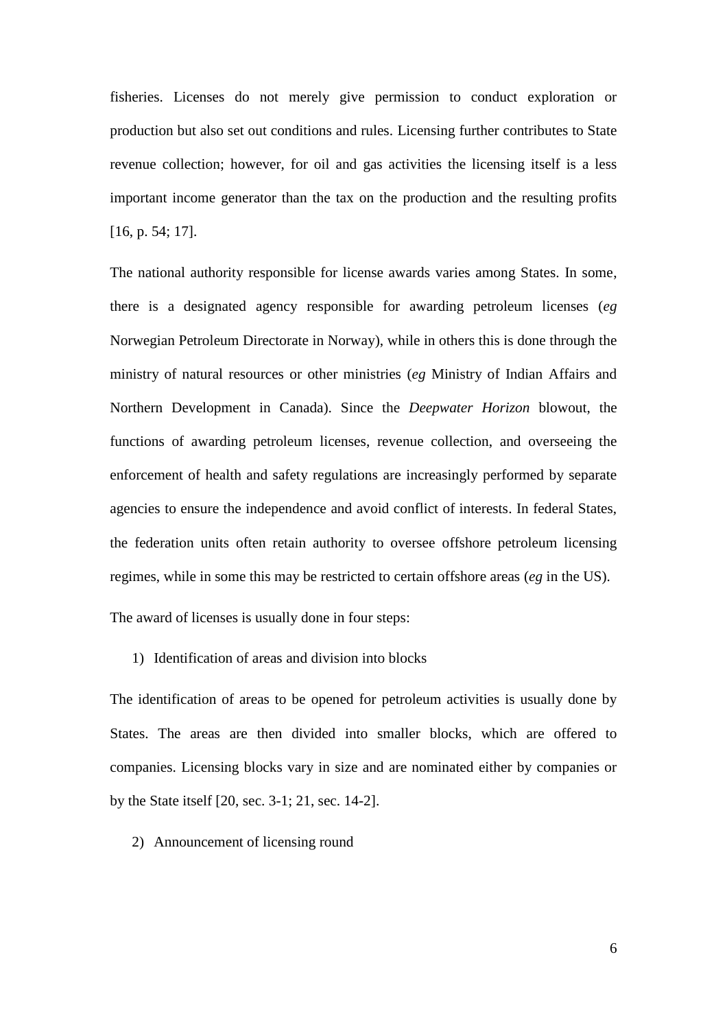fisheries. Licenses do not merely give permission to conduct exploration or production but also set out conditions and rules. Licensing further contributes to State revenue collection; however, for oil and gas activities the licensing itself is a less important income generator than the tax on the production and the resulting profits [16, p. 54; 17].

The national authority responsible for license awards varies among States. In some, there is a designated agency responsible for awarding petroleum licenses (*eg* Norwegian Petroleum Directorate in Norway), while in others this is done through the ministry of natural resources or other ministries (*eg* Ministry of Indian Affairs and Northern Development in Canada). Since the *Deepwater Horizon* blowout, the functions of awarding petroleum licenses, revenue collection, and overseeing the enforcement of health and safety regulations are increasingly performed by separate agencies to ensure the independence and avoid conflict of interests. In federal States, the federation units often retain authority to oversee offshore petroleum licensing regimes, while in some this may be restricted to certain offshore areas (*eg* in the US).

The award of licenses is usually done in four steps:

1) Identification of areas and division into blocks

The identification of areas to be opened for petroleum activities is usually done by States. The areas are then divided into smaller blocks, which are offered to companies. Licensing blocks vary in size and are nominated either by companies or by the State itself [20, sec. 3-1; 21, sec. 14-2].

2) Announcement of licensing round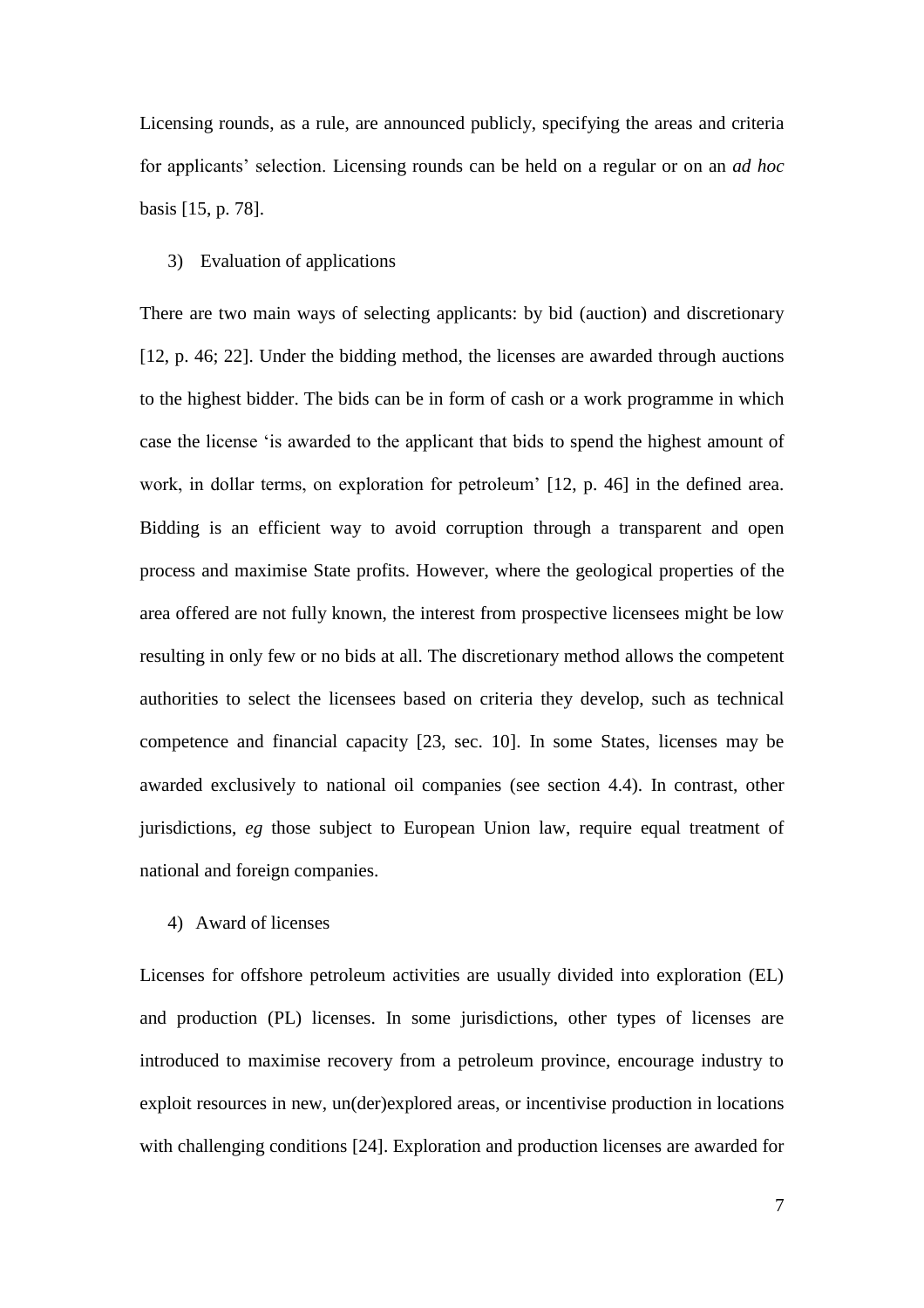Licensing rounds, as a rule, are announced publicly, specifying the areas and criteria for applicants' selection. Licensing rounds can be held on a regular or on an *ad hoc* basis [15, p. 78].

3) Evaluation of applications

There are two main ways of selecting applicants: by bid (auction) and discretionary [12, p. 46; 22]. Under the bidding method, the licenses are awarded through auctions to the highest bidder. The bids can be in form of cash or a work programme in which case the license 'is awarded to the applicant that bids to spend the highest amount of work, in dollar terms, on exploration for petroleum' [12, p. 46] in the defined area. Bidding is an efficient way to avoid corruption through a transparent and open process and maximise State profits. However, where the geological properties of the area offered are not fully known, the interest from prospective licensees might be low resulting in only few or no bids at all. The discretionary method allows the competent authorities to select the licensees based on criteria they develop, such as technical competence and financial capacity [23, sec. 10]. In some States, licenses may be awarded exclusively to national oil companies (see section 4.4). In contrast, other jurisdictions, *eg* those subject to European Union law, require equal treatment of national and foreign companies.

4) Award of licenses

Licenses for offshore petroleum activities are usually divided into exploration (EL) and production (PL) licenses. In some jurisdictions, other types of licenses are introduced to maximise recovery from a petroleum province, encourage industry to exploit resources in new, un(der)explored areas, or incentivise production in locations with challenging conditions [24]. Exploration and production licenses are awarded for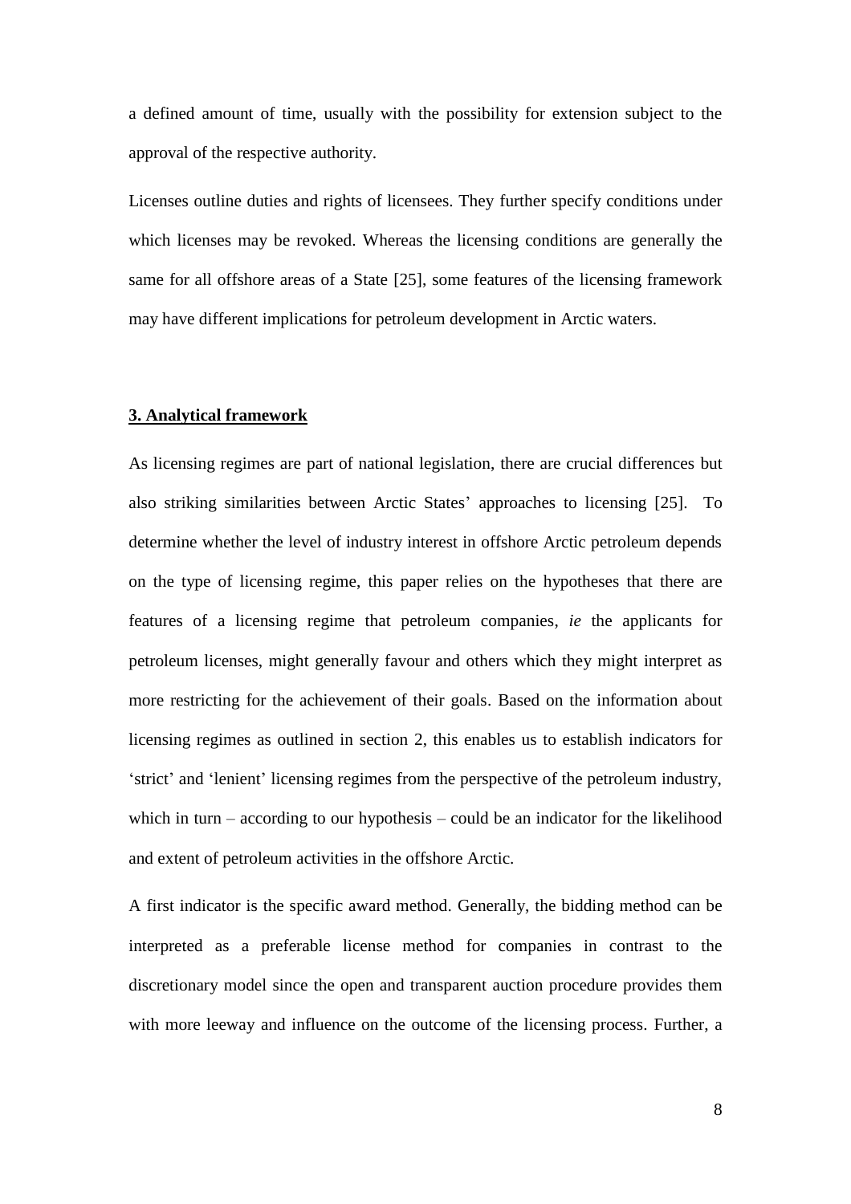a defined amount of time, usually with the possibility for extension subject to the approval of the respective authority.

Licenses outline duties and rights of licensees. They further specify conditions under which licenses may be revoked. Whereas the licensing conditions are generally the same for all offshore areas of a State [25], some features of the licensing framework may have different implications for petroleum development in Arctic waters.

## 3. Analytical framework

As licensing regimes are part of national legislation, there are crucial differences but also striking similarities between Arctic States' approaches to licensing [25]. To determine whether the level of industry interest in offshore Arctic petroleum depends on the type of licensing regime, this paper relies on the hypotheses that there are features of a licensing regime that petroleum companies, *ie* the applicants for petroleum licenses, might generally favour and others which they might interpret as more restricting for the achievement of their goals. Based on the information about licensing regimes as outlined in section 2, this enables us to establish indicators for 'strict' and 'lenient' licensing regimes from the perspective of the petroleum industry, which in turn – according to our hypothesis – could be an indicator for the likelihood and extent of petroleum activities in the offshore Arctic.

A first indicator is the specific award method. Generally, the bidding method can be interpreted as a preferable license method for companies in contrast to the discretionary model since the open and transparent auction procedure provides them with more leeway and influence on the outcome of the licensing process. Further, a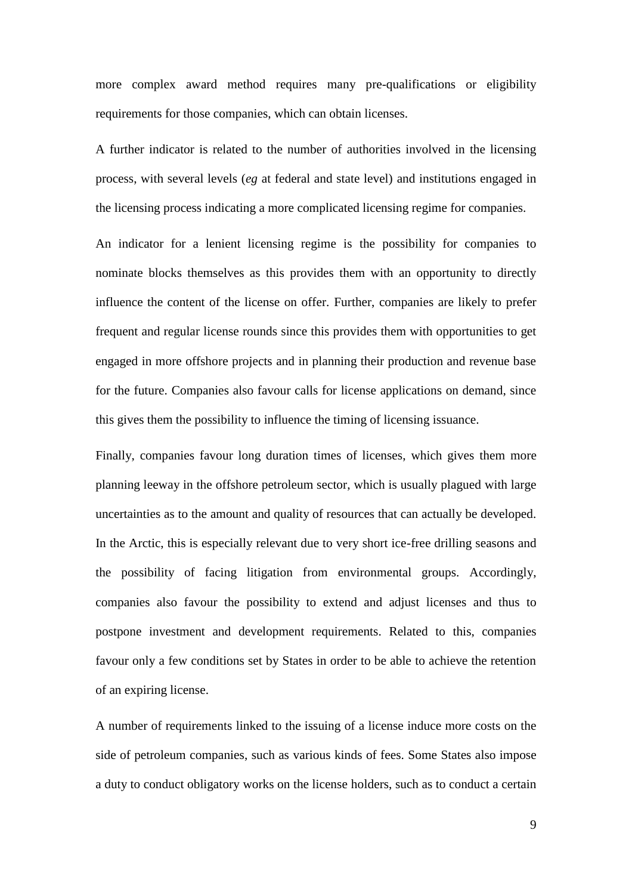more complex award method requires many pre-qualifications or eligibility requirements for those companies, which can obtain licenses.

A further indicator is related to the number of authorities involved in the licensing process, with several levels (*eg* at federal and state level) and institutions engaged in the licensing process indicating a more complicated licensing regime for companies.

An indicator for a lenient licensing regime is the possibility for companies to nominate blocks themselves as this provides them with an opportunity to directly influence the content of the license on offer. Further, companies are likely to prefer frequent and regular license rounds since this provides them with opportunities to get engaged in more offshore projects and in planning their production and revenue base for the future. Companies also favour calls for license applications on demand, since this gives them the possibility to influence the timing of licensing issuance.

Finally, companies favour long duration times of licenses, which gives them more planning leeway in the offshore petroleum sector, which is usually plagued with large uncertainties as to the amount and quality of resources that can actually be developed. In the Arctic, this is especially relevant due to very short ice-free drilling seasons and the possibility of facing litigation from environmental groups. Accordingly, companies also favour the possibility to extend and adjust licenses and thus to postpone investment and development requirements. Related to this, companies favour only a few conditions set by States in order to be able to achieve the retention of an expiring license.

A number of requirements linked to the issuing of a license induce more costs on the side of petroleum companies, such as various kinds of fees. Some States also impose a duty to conduct obligatory works on the license holders, such as to conduct a certain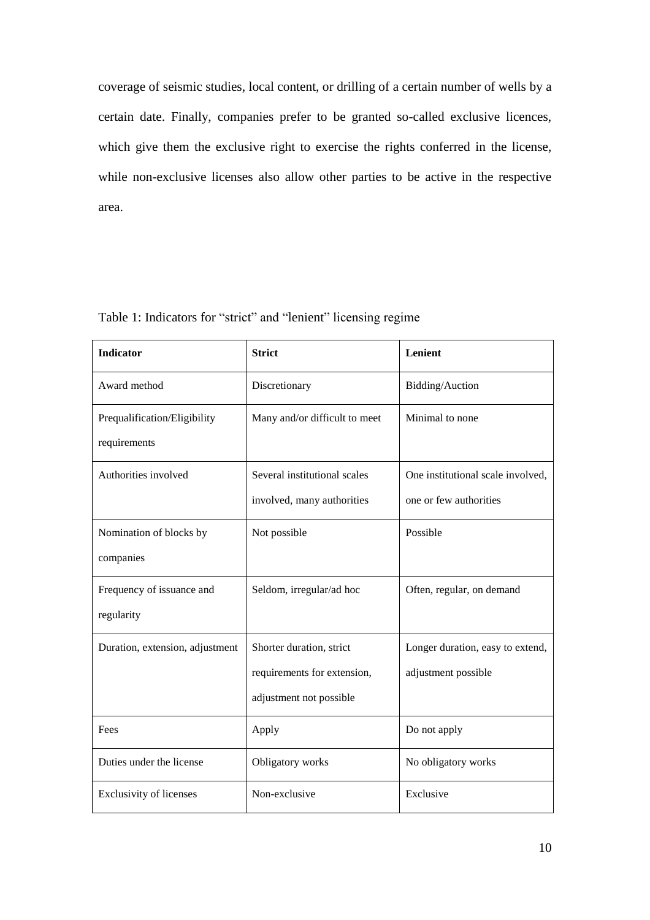coverage of seismic studies, local content, or drilling of a certain number of wells by a certain date. Finally, companies prefer to be granted so-called exclusive licences, which give them the exclusive right to exercise the rights conferred in the license, while non-exclusive licenses also allow other parties to be active in the respective area.

Table 1: Indicators for "strict" and "lenient" licensing regime

| **Indicator** | **Strict** | **Lenient** |
|---|---|---|
| Award method | Discretionary | Bidding/Auction |
| Prequalification/Eligibility requirements | Many and/or difficult to meet | Minimal to none |
| Authorities involved | Several institutional scales involved, many authorities | One institutional scale involved, one or few authorities |
| Nomination of blocks by companies | Not possible | Possible |
| Frequency of issuance and regularity | Seldom, irregular/ad hoc | Often, regular, on demand |
| Duration, extension, adjustment | Shorter duration, strict requirements for extension, adjustment not possible | Longer duration, easy to extend, adjustment possible |
| Fees | Apply | Do not apply |
| Duties under the license | Obligatory works | No obligatory works |
| Exclusivity of licenses | Non-exclusive | Exclusive |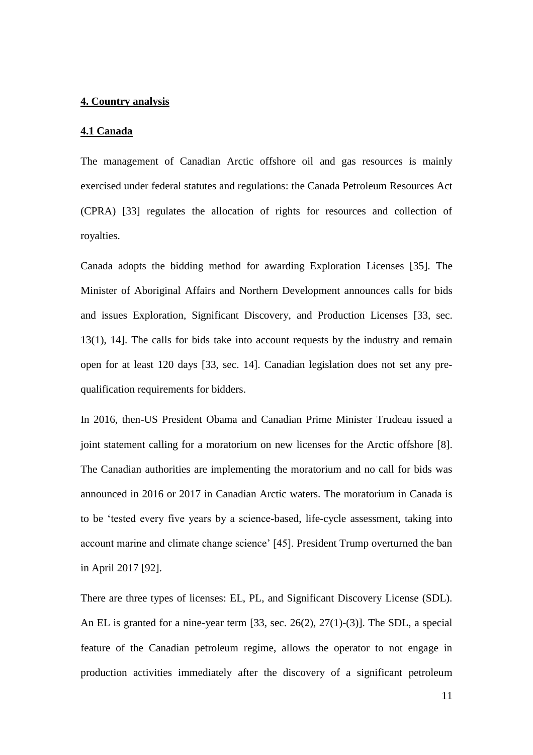## 4. Country analysis

### 4.1 Canada

The management of Canadian Arctic offshore oil and gas resources is mainly exercised under federal statutes and regulations: the Canada Petroleum Resources Act (CPRA) [33] regulates the allocation of rights for resources and collection of royalties.

Canada adopts the bidding method for awarding Exploration Licenses [35]. The Minister of Aboriginal Affairs and Northern Development announces calls for bids and issues Exploration, Significant Discovery, and Production Licenses [33, sec. 13(1), 14]. The calls for bids take into account requests by the industry and remain open for at least 120 days [33, sec. 14]. Canadian legislation does not set any pre-qualification requirements for bidders.

In 2016, then-US President Obama and Canadian Prime Minister Trudeau issued a joint statement calling for a moratorium on new licenses for the Arctic offshore [8]. The Canadian authorities are implementing the moratorium and no call for bids was announced in 2016 or 2017 in Canadian Arctic waters. The moratorium in Canada is to be 'tested every five years by a science-based, life-cycle assessment, taking into account marine and climate change science' [45]. President Trump overturned the ban in April 2017 [92].

There are three types of licenses: EL, PL, and Significant Discovery License (SDL). An EL is granted for a nine-year term [33, sec. 26(2), 27(1)-(3)]. The SDL, a special feature of the Canadian petroleum regime, allows the operator to not engage in production activities immediately after the discovery of a significant petroleum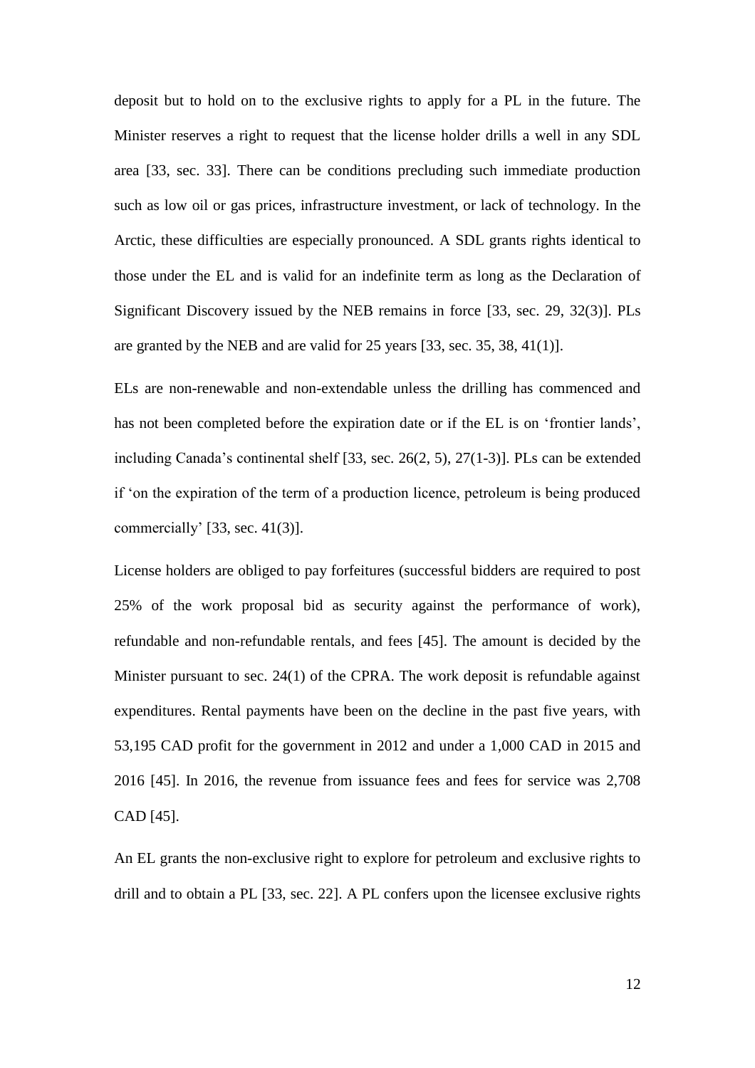deposit but to hold on to the exclusive rights to apply for a PL in the future. The Minister reserves a right to request that the license holder drills a well in any SDL area [33, sec. 33]. There can be conditions precluding such immediate production such as low oil or gas prices, infrastructure investment, or lack of technology. In the Arctic, these difficulties are especially pronounced. A SDL grants rights identical to those under the EL and is valid for an indefinite term as long as the Declaration of Significant Discovery issued by the NEB remains in force [33, sec. 29, 32(3)]. PLs are granted by the NEB and are valid for 25 years [33, sec. 35, 38, 41(1)].

ELs are non-renewable and non-extendable unless the drilling has commenced and has not been completed before the expiration date or if the EL is on 'frontier lands', including Canada's continental shelf [33, sec. 26(2, 5), 27(1-3)]. PLs can be extended if 'on the expiration of the term of a production licence, petroleum is being produced commercially' [33, sec. 41(3)].

License holders are obliged to pay forfeitures (successful bidders are required to post 25% of the work proposal bid as security against the performance of work), refundable and non-refundable rentals, and fees [45]. The amount is decided by the Minister pursuant to sec. 24(1) of the CPRA. The work deposit is refundable against expenditures. Rental payments have been on the decline in the past five years, with 53,195 CAD profit for the government in 2012 and under a 1,000 CAD in 2015 and 2016 [45]. In 2016, the revenue from issuance fees and fees for service was 2,708 CAD [45].

An EL grants the non-exclusive right to explore for petroleum and exclusive rights to drill and to obtain a PL [33, sec. 22]. A PL confers upon the licensee exclusive rights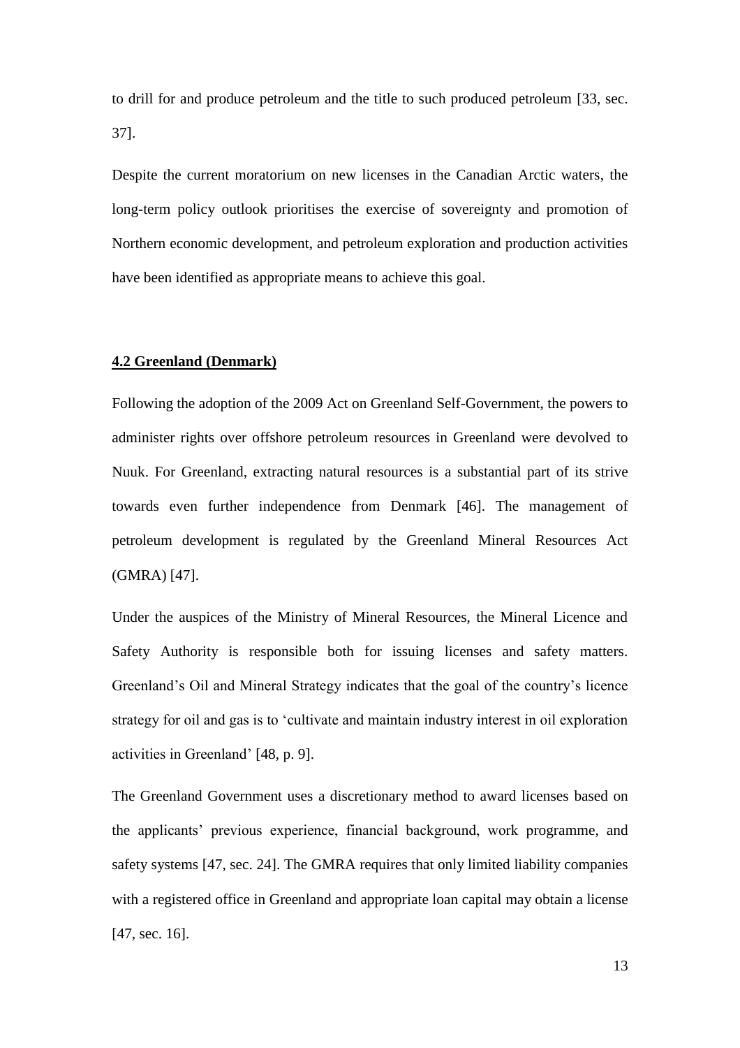to drill for and produce petroleum and the title to such produced petroleum [33, sec. 37].

Despite the current moratorium on new licenses in the Canadian Arctic waters, the long-term policy outlook prioritises the exercise of sovereignty and promotion of Northern economic development, and petroleum exploration and production activities have been identified as appropriate means to achieve this goal.

## 4.2 Greenland (Denmark)

Following the adoption of the 2009 Act on Greenland Self-Government, the powers to administer rights over offshore petroleum resources in Greenland were devolved to Nuuk. For Greenland, extracting natural resources is a substantial part of its strive towards even further independence from Denmark [46]. The management of petroleum development is regulated by the Greenland Mineral Resources Act (GMRA) [47].

Under the auspices of the Ministry of Mineral Resources, the Mineral Licence and Safety Authority is responsible both for issuing licenses and safety matters. Greenland's Oil and Mineral Strategy indicates that the goal of the country's licence strategy for oil and gas is to 'cultivate and maintain industry interest in oil exploration activities in Greenland' [48, p. 9].

The Greenland Government uses a discretionary method to award licenses based on the applicants' previous experience, financial background, work programme, and safety systems [47, sec. 24]. The GMRA requires that only limited liability companies with a registered office in Greenland and appropriate loan capital may obtain a license [47, sec. 16].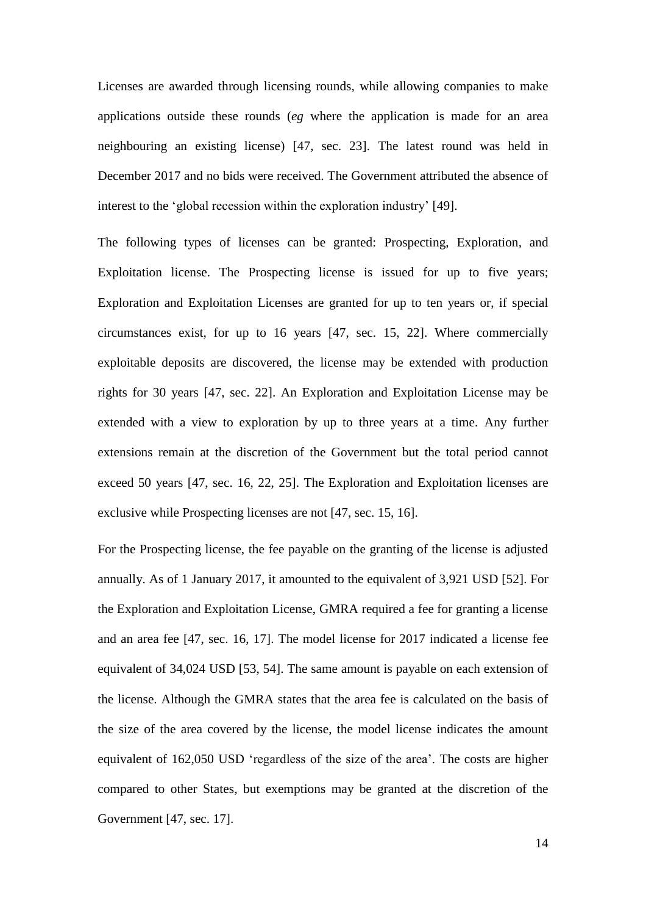Licenses are awarded through licensing rounds, while allowing companies to make applications outside these rounds (*eg* where the application is made for an area neighbouring an existing license) [47, sec. 23]. The latest round was held in December 2017 and no bids were received. The Government attributed the absence of interest to the 'global recession within the exploration industry' [49].

The following types of licenses can be granted: Prospecting, Exploration, and Exploitation license. The Prospecting license is issued for up to five years; Exploration and Exploitation Licenses are granted for up to ten years or, if special circumstances exist, for up to 16 years [47, sec. 15, 22]. Where commercially exploitable deposits are discovered, the license may be extended with production rights for 30 years [47, sec. 22]. An Exploration and Exploitation License may be extended with a view to exploration by up to three years at a time. Any further extensions remain at the discretion of the Government but the total period cannot exceed 50 years [47, sec. 16, 22, 25]. The Exploration and Exploitation licenses are exclusive while Prospecting licenses are not [47, sec. 15, 16].

For the Prospecting license, the fee payable on the granting of the license is adjusted annually. As of 1 January 2017, it amounted to the equivalent of 3,921 USD [52]. For the Exploration and Exploitation License, GMRA required a fee for granting a license and an area fee [47, sec. 16, 17]. The model license for 2017 indicated a license fee equivalent of 34,024 USD [53, 54]. The same amount is payable on each extension of the license. Although the GMRA states that the area fee is calculated on the basis of the size of the area covered by the license, the model license indicates the amount equivalent of 162,050 USD 'regardless of the size of the area'. The costs are higher compared to other States, but exemptions may be granted at the discretion of the Government [47, sec. 17].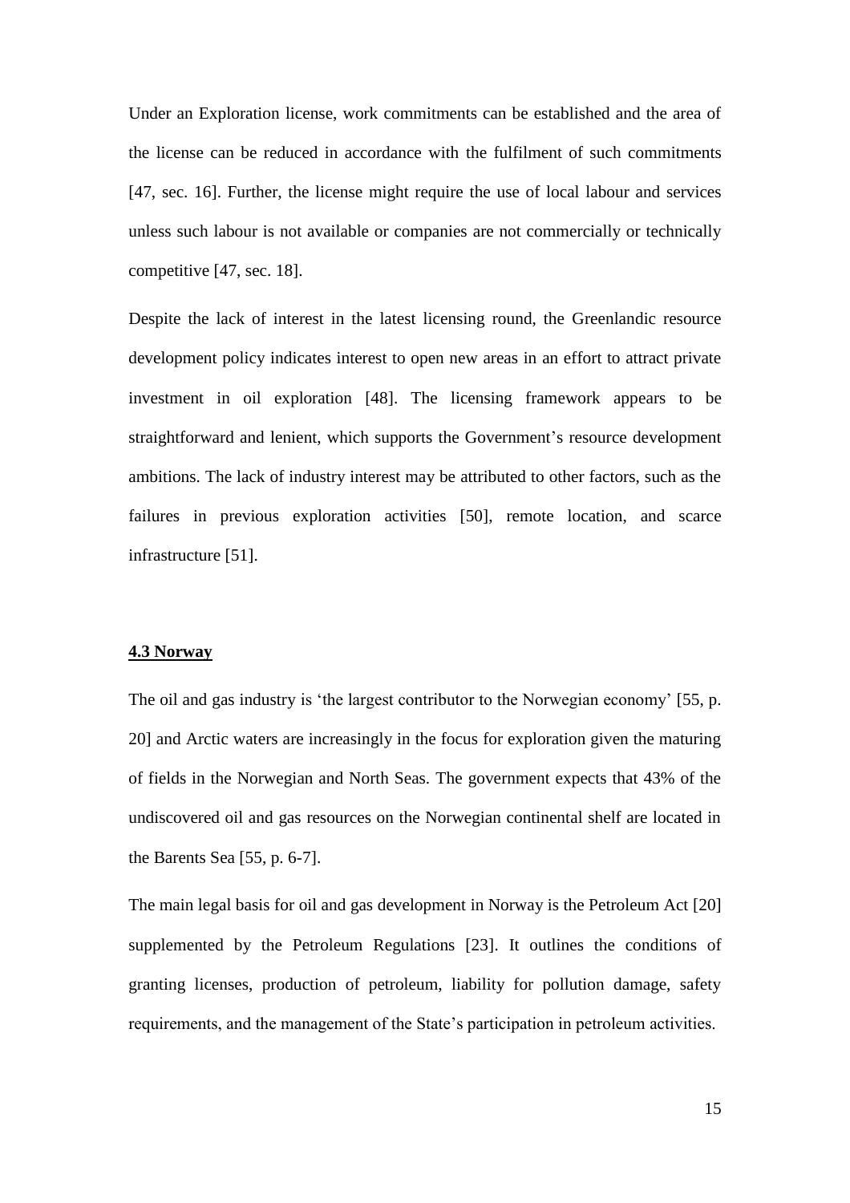Under an Exploration license, work commitments can be established and the area of the license can be reduced in accordance with the fulfilment of such commitments [47, sec. 16]. Further, the license might require the use of local labour and services unless such labour is not available or companies are not commercially or technically competitive [47, sec. 18].

Despite the lack of interest in the latest licensing round, the Greenlandic resource development policy indicates interest to open new areas in an effort to attract private investment in oil exploration [48]. The licensing framework appears to be straightforward and lenient, which supports the Government's resource development ambitions. The lack of industry interest may be attributed to other factors, such as the failures in previous exploration activities [50], remote location, and scarce infrastructure [51].

### 4.3 Norway

The oil and gas industry is 'the largest contributor to the Norwegian economy' [55, p. 20] and Arctic waters are increasingly in the focus for exploration given the maturing of fields in the Norwegian and North Seas. The government expects that 43% of the undiscovered oil and gas resources on the Norwegian continental shelf are located in the Barents Sea [55, p. 6-7].

The main legal basis for oil and gas development in Norway is the Petroleum Act [20] supplemented by the Petroleum Regulations [23]. It outlines the conditions of granting licenses, production of petroleum, liability for pollution damage, safety requirements, and the management of the State's participation in petroleum activities.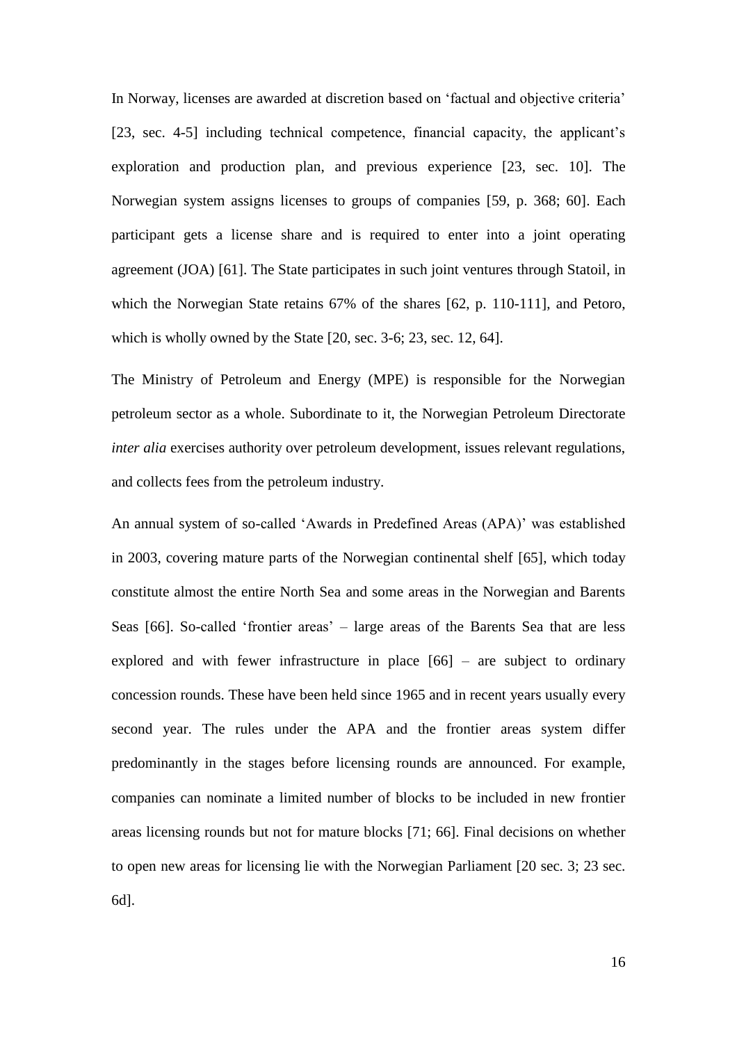In Norway, licenses are awarded at discretion based on 'factual and objective criteria' [23, sec. 4-5] including technical competence, financial capacity, the applicant's exploration and production plan, and previous experience [23, sec. 10]. The Norwegian system assigns licenses to groups of companies [59, p. 368; 60]. Each participant gets a license share and is required to enter into a joint operating agreement (JOA) [61]. The State participates in such joint ventures through Statoil, in which the Norwegian State retains 67% of the shares [62, p. 110-111], and Petoro, which is wholly owned by the State [20, sec. 3-6; 23, sec. 12, 64].

The Ministry of Petroleum and Energy (MPE) is responsible for the Norwegian petroleum sector as a whole. Subordinate to it, the Norwegian Petroleum Directorate *inter alia* exercises authority over petroleum development, issues relevant regulations, and collects fees from the petroleum industry.

An annual system of so-called 'Awards in Predefined Areas (APA)' was established in 2003, covering mature parts of the Norwegian continental shelf [65], which today constitute almost the entire North Sea and some areas in the Norwegian and Barents Seas [66]. So-called 'frontier areas' – large areas of the Barents Sea that are less explored and with fewer infrastructure in place [66] – are subject to ordinary concession rounds. These have been held since 1965 and in recent years usually every second year. The rules under the APA and the frontier areas system differ predominantly in the stages before licensing rounds are announced. For example, companies can nominate a limited number of blocks to be included in new frontier areas licensing rounds but not for mature blocks [71; 66]. Final decisions on whether to open new areas for licensing lie with the Norwegian Parliament [20 sec. 3; 23 sec. 6d].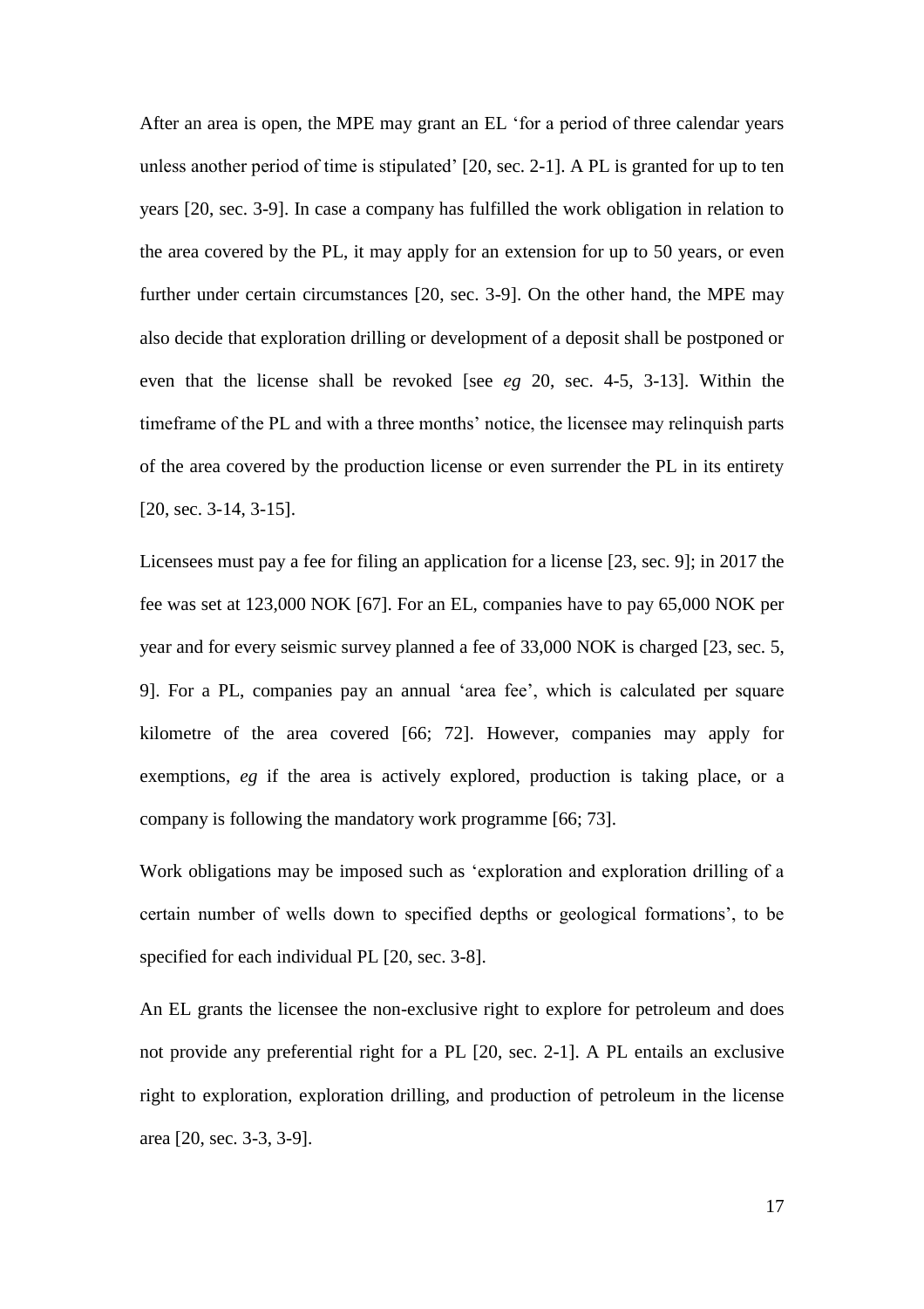After an area is open, the MPE may grant an EL 'for a period of three calendar years unless another period of time is stipulated' [20, sec. 2-1]. A PL is granted for up to ten years [20, sec. 3-9]. In case a company has fulfilled the work obligation in relation to the area covered by the PL, it may apply for an extension for up to 50 years, or even further under certain circumstances [20, sec. 3-9]. On the other hand, the MPE may also decide that exploration drilling or development of a deposit shall be postponed or even that the license shall be revoked [see *eg* 20, sec. 4-5, 3-13]. Within the timeframe of the PL and with a three months' notice, the licensee may relinquish parts of the area covered by the production license or even surrender the PL in its entirety [20, sec. 3-14, 3-15].

Licensees must pay a fee for filing an application for a license [23, sec. 9]; in 2017 the fee was set at 123,000 NOK [67]. For an EL, companies have to pay 65,000 NOK per year and for every seismic survey planned a fee of 33,000 NOK is charged [23, sec. 5, 9]. For a PL, companies pay an annual 'area fee', which is calculated per square kilometre of the area covered [66; 72]. However, companies may apply for exemptions, *eg* if the area is actively explored, production is taking place, or a company is following the mandatory work programme [66; 73].

Work obligations may be imposed such as 'exploration and exploration drilling of a certain number of wells down to specified depths or geological formations', to be specified for each individual PL [20, sec. 3-8].

An EL grants the licensee the non-exclusive right to explore for petroleum and does not provide any preferential right for a PL [20, sec. 2-1]. A PL entails an exclusive right to exploration, exploration drilling, and production of petroleum in the license area [20, sec. 3-3, 3-9].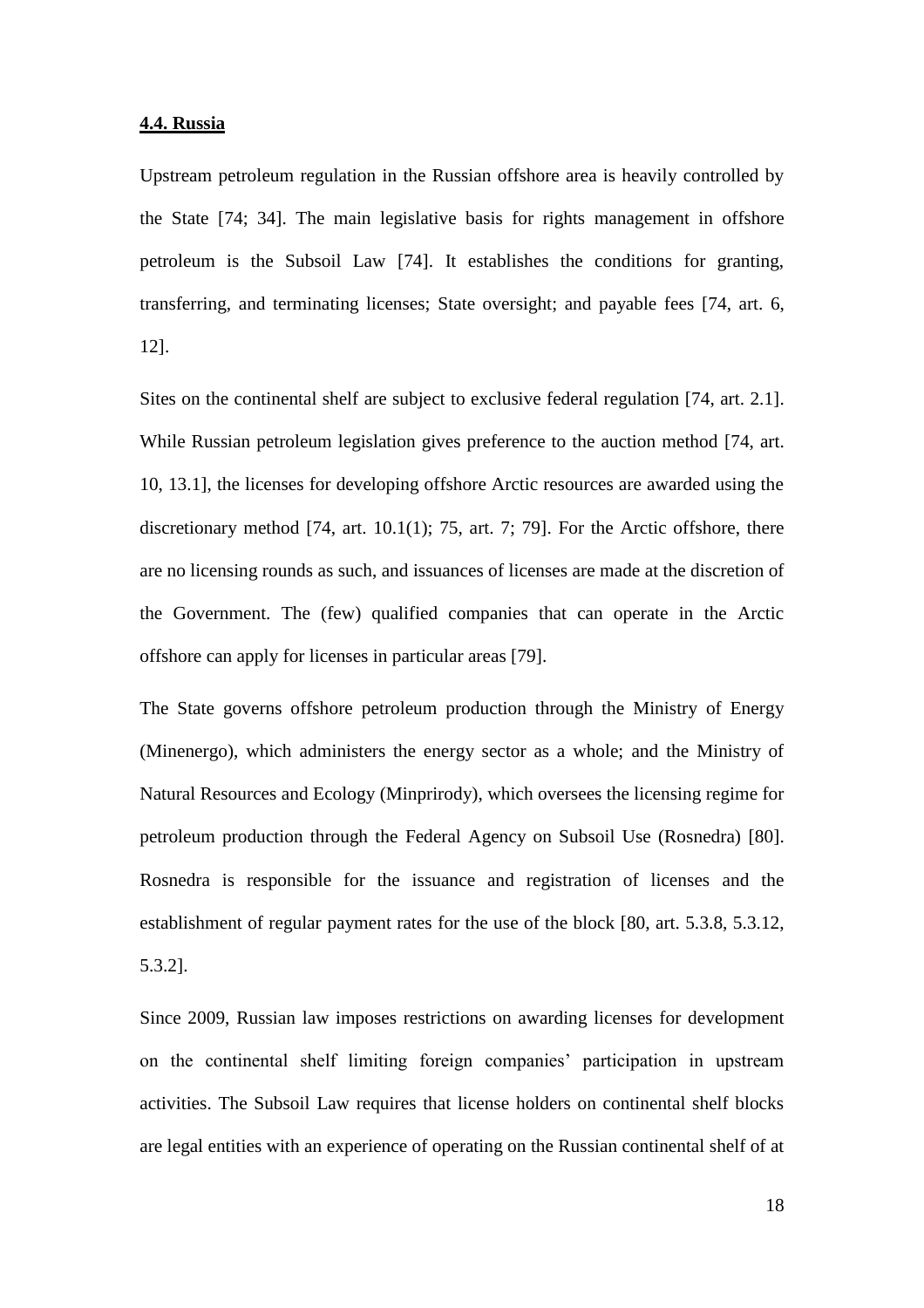**4.4. Russia**

Upstream petroleum regulation in the Russian offshore area is heavily controlled by the State [74; 34]. The main legislative basis for rights management in offshore petroleum is the Subsoil Law [74]. It establishes the conditions for granting, transferring, and terminating licenses; State oversight; and payable fees [74, art. 6, 12].

Sites on the continental shelf are subject to exclusive federal regulation [74, art. 2.1]. While Russian petroleum legislation gives preference to the auction method [74, art. 10, 13.1], the licenses for developing offshore Arctic resources are awarded using the discretionary method [74, art. 10.1(1); 75, art. 7; 79]. For the Arctic offshore, there are no licensing rounds as such, and issuances of licenses are made at the discretion of the Government. The (few) qualified companies that can operate in the Arctic offshore can apply for licenses in particular areas [79].

The State governs offshore petroleum production through the Ministry of Energy (Minenergo), which administers the energy sector as a whole; and the Ministry of Natural Resources and Ecology (Minprirody), which oversees the licensing regime for petroleum production through the Federal Agency on Subsoil Use (Rosnedra) [80]. Rosnedra is responsible for the issuance and registration of licenses and the establishment of regular payment rates for the use of the block [80, art. 5.3.8, 5.3.12, 5.3.2].

Since 2009, Russian law imposes restrictions on awarding licenses for development on the continental shelf limiting foreign companies' participation in upstream activities. The Subsoil Law requires that license holders on continental shelf blocks are legal entities with an experience of operating on the Russian continental shelf of at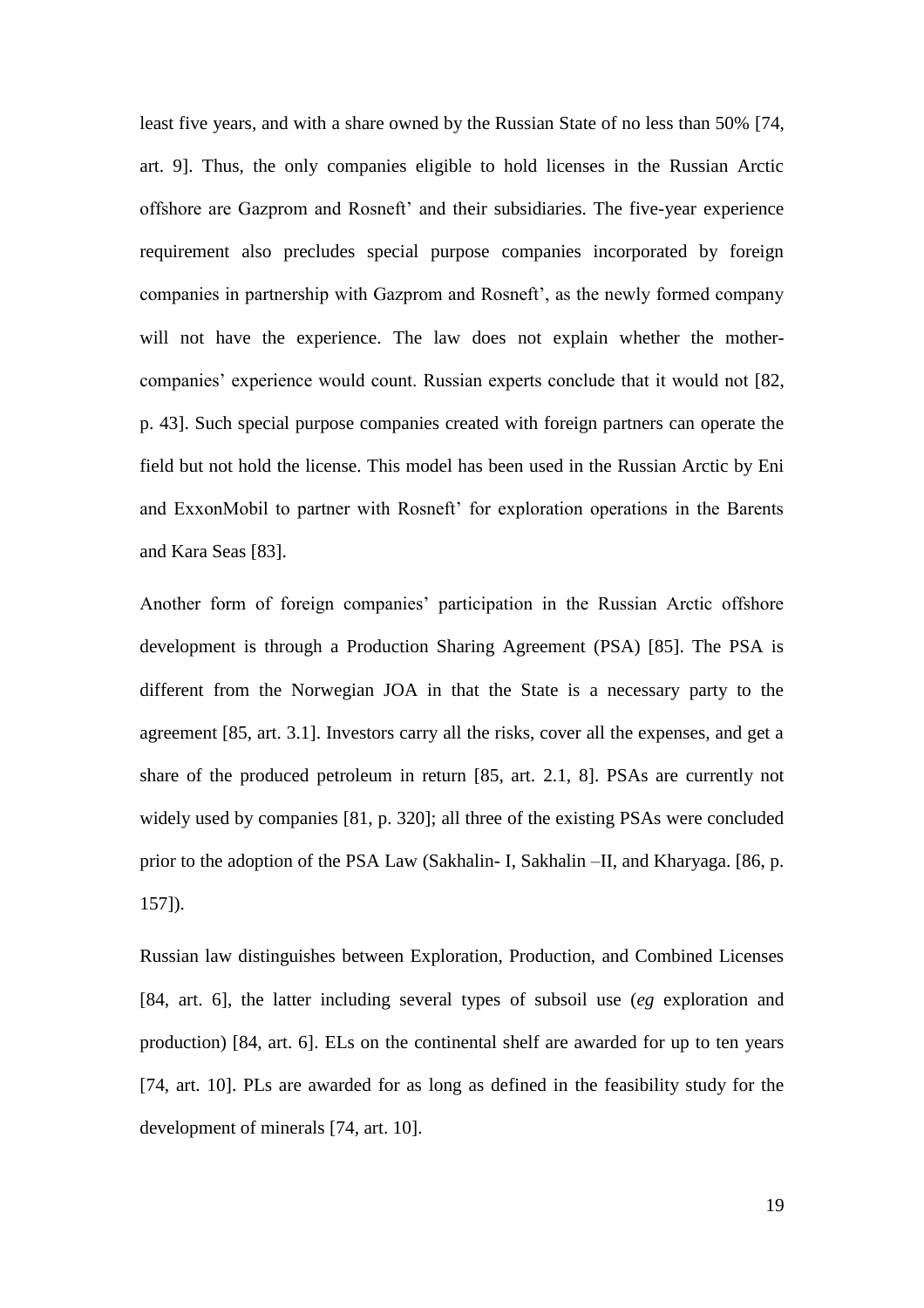least five years, and with a share owned by the Russian State of no less than 50% [74, art. 9]. Thus, the only companies eligible to hold licenses in the Russian Arctic offshore are Gazprom and Rosneft' and their subsidiaries. The five-year experience requirement also precludes special purpose companies incorporated by foreign companies in partnership with Gazprom and Rosneft', as the newly formed company will not have the experience. The law does not explain whether the mother-companies' experience would count. Russian experts conclude that it would not [82, p. 43]. Such special purpose companies created with foreign partners can operate the field but not hold the license. This model has been used in the Russian Arctic by Eni and ExxonMobil to partner with Rosneft' for exploration operations in the Barents and Kara Seas [83].

Another form of foreign companies' participation in the Russian Arctic offshore development is through a Production Sharing Agreement (PSA) [85]. The PSA is different from the Norwegian JOA in that the State is a necessary party to the agreement [85, art. 3.1]. Investors carry all the risks, cover all the expenses, and get a share of the produced petroleum in return [85, art. 2.1, 8]. PSAs are currently not widely used by companies [81, p. 320]; all three of the existing PSAs were concluded prior to the adoption of the PSA Law (Sakhalin- I, Sakhalin –II, and Kharyaga. [86, p. 157]).

Russian law distinguishes between Exploration, Production, and Combined Licenses [84, art. 6], the latter including several types of subsoil use (*eg* exploration and production) [84, art. 6]. ELs on the continental shelf are awarded for up to ten years [74, art. 10]. PLs are awarded for as long as defined in the feasibility study for the development of minerals [74, art. 10].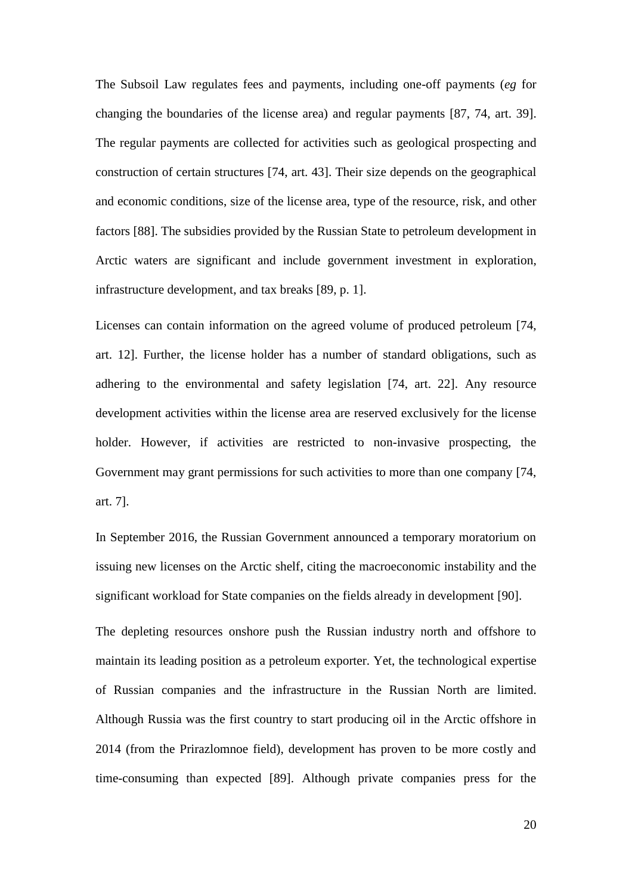The Subsoil Law regulates fees and payments, including one-off payments (*eg* for changing the boundaries of the license area) and regular payments [87, 74, art. 39]. The regular payments are collected for activities such as geological prospecting and construction of certain structures [74, art. 43]. Their size depends on the geographical and economic conditions, size of the license area, type of the resource, risk, and other factors [88]. The subsidies provided by the Russian State to petroleum development in Arctic waters are significant and include government investment in exploration, infrastructure development, and tax breaks [89, p. 1].

Licenses can contain information on the agreed volume of produced petroleum [74, art. 12]. Further, the license holder has a number of standard obligations, such as adhering to the environmental and safety legislation [74, art. 22]. Any resource development activities within the license area are reserved exclusively for the license holder. However, if activities are restricted to non-invasive prospecting, the Government may grant permissions for such activities to more than one company [74, art. 7].

In September 2016, the Russian Government announced a temporary moratorium on issuing new licenses on the Arctic shelf, citing the macroeconomic instability and the significant workload for State companies on the fields already in development [90].

The depleting resources onshore push the Russian industry north and offshore to maintain its leading position as a petroleum exporter. Yet, the technological expertise of Russian companies and the infrastructure in the Russian North are limited. Although Russia was the first country to start producing oil in the Arctic offshore in 2014 (from the Prirazlomnoe field), development has proven to be more costly and time-consuming than expected [89]. Although private companies press for the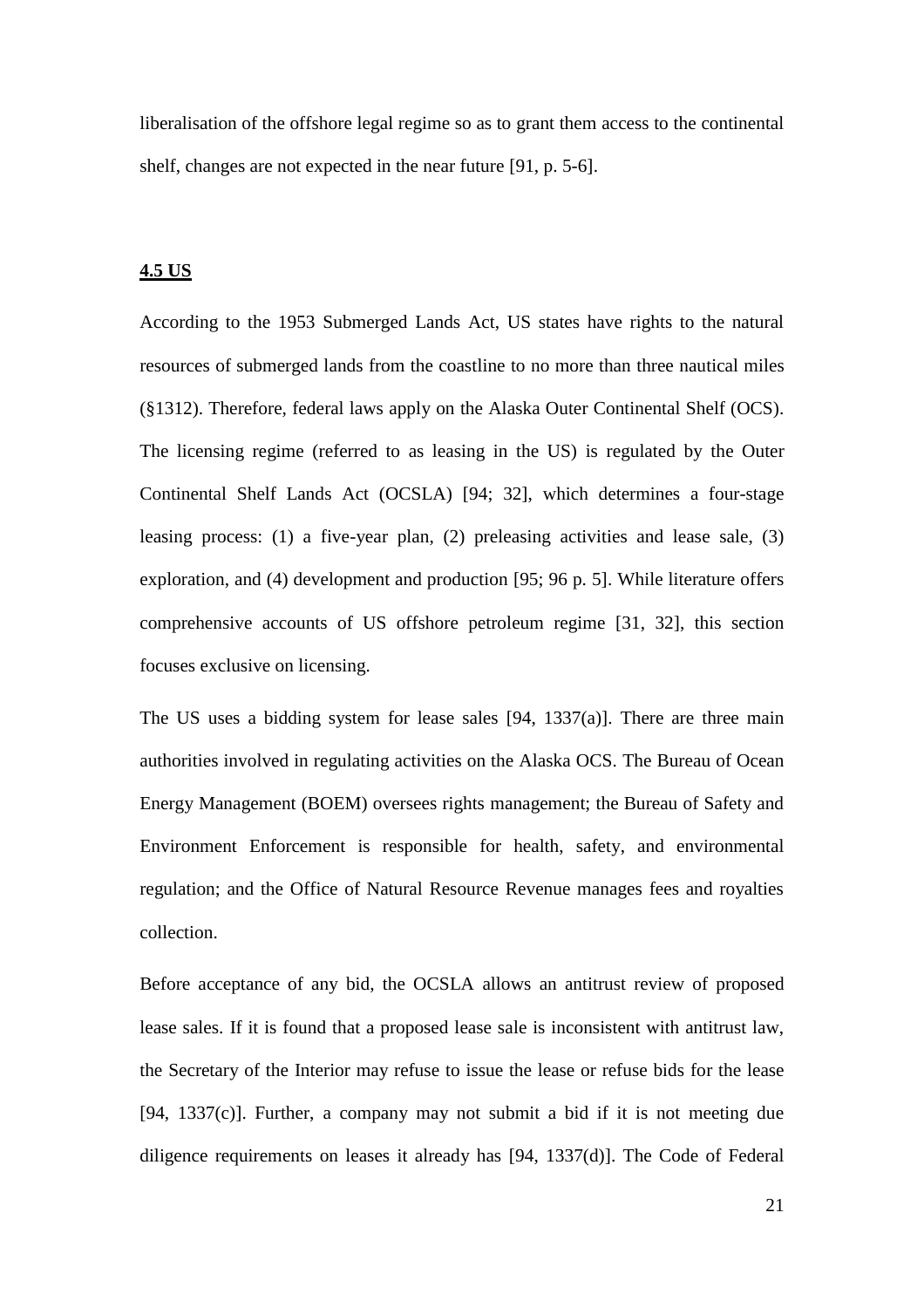liberalisation of the offshore legal regime so as to grant them access to the continental shelf, changes are not expected in the near future [91, p. 5-6].

### 4.5 US

According to the 1953 Submerged Lands Act, US states have rights to the natural resources of submerged lands from the coastline to no more than three nautical miles (§1312). Therefore, federal laws apply on the Alaska Outer Continental Shelf (OCS). The licensing regime (referred to as leasing in the US) is regulated by the Outer Continental Shelf Lands Act (OCSLA) [94; 32], which determines a four-stage leasing process: (1) a five-year plan, (2) preleasing activities and lease sale, (3) exploration, and (4) development and production [95; 96 p. 5]. While literature offers comprehensive accounts of US offshore petroleum regime [31, 32], this section focuses exclusive on licensing.

The US uses a bidding system for lease sales [94, 1337(a)]. There are three main authorities involved in regulating activities on the Alaska OCS. The Bureau of Ocean Energy Management (BOEM) oversees rights management; the Bureau of Safety and Environment Enforcement is responsible for health, safety, and environmental regulation; and the Office of Natural Resource Revenue manages fees and royalties collection.

Before acceptance of any bid, the OCSLA allows an antitrust review of proposed lease sales. If it is found that a proposed lease sale is inconsistent with antitrust law, the Secretary of the Interior may refuse to issue the lease or refuse bids for the lease [94, 1337(c)]. Further, a company may not submit a bid if it is not meeting due diligence requirements on leases it already has [94, 1337(d)]. The Code of Federal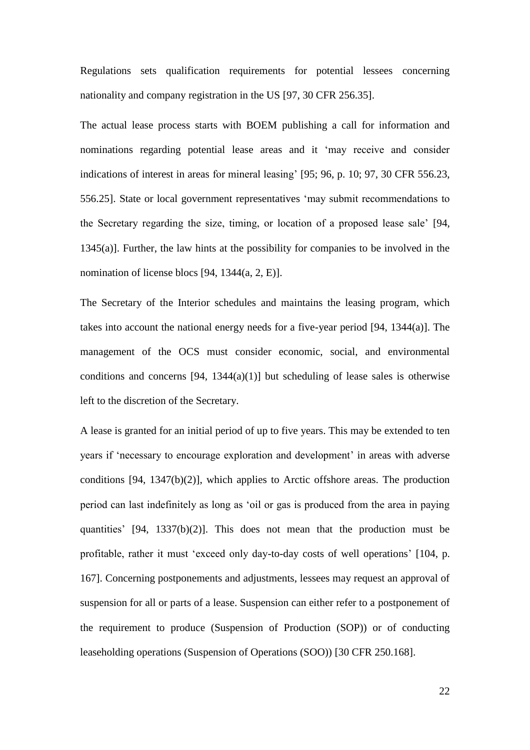Regulations sets qualification requirements for potential lessees concerning nationality and company registration in the US [97, 30 CFR 256.35].

The actual lease process starts with BOEM publishing a call for information and nominations regarding potential lease areas and it 'may receive and consider indications of interest in areas for mineral leasing' [95; 96, p. 10; 97, 30 CFR 556.23, 556.25]. State or local government representatives 'may submit recommendations to the Secretary regarding the size, timing, or location of a proposed lease sale' [94, 1345(a)]. Further, the law hints at the possibility for companies to be involved in the nomination of license blocs [94, 1344(a, 2, E)].

The Secretary of the Interior schedules and maintains the leasing program, which takes into account the national energy needs for a five-year period [94, 1344(a)]. The management of the OCS must consider economic, social, and environmental conditions and concerns [94, 1344(a)(1)] but scheduling of lease sales is otherwise left to the discretion of the Secretary.

A lease is granted for an initial period of up to five years. This may be extended to ten years if 'necessary to encourage exploration and development' in areas with adverse conditions [94, 1347(b)(2)], which applies to Arctic offshore areas. The production period can last indefinitely as long as 'oil or gas is produced from the area in paying quantities' [94, 1337(b)(2)]. This does not mean that the production must be profitable, rather it must 'exceed only day-to-day costs of well operations' [104, p. 167]. Concerning postponements and adjustments, lessees may request an approval of suspension for all or parts of a lease. Suspension can either refer to a postponement of the requirement to produce (Suspension of Production (SOP)) or of conducting leaseholding operations (Suspension of Operations (SOO)) [30 CFR 250.168].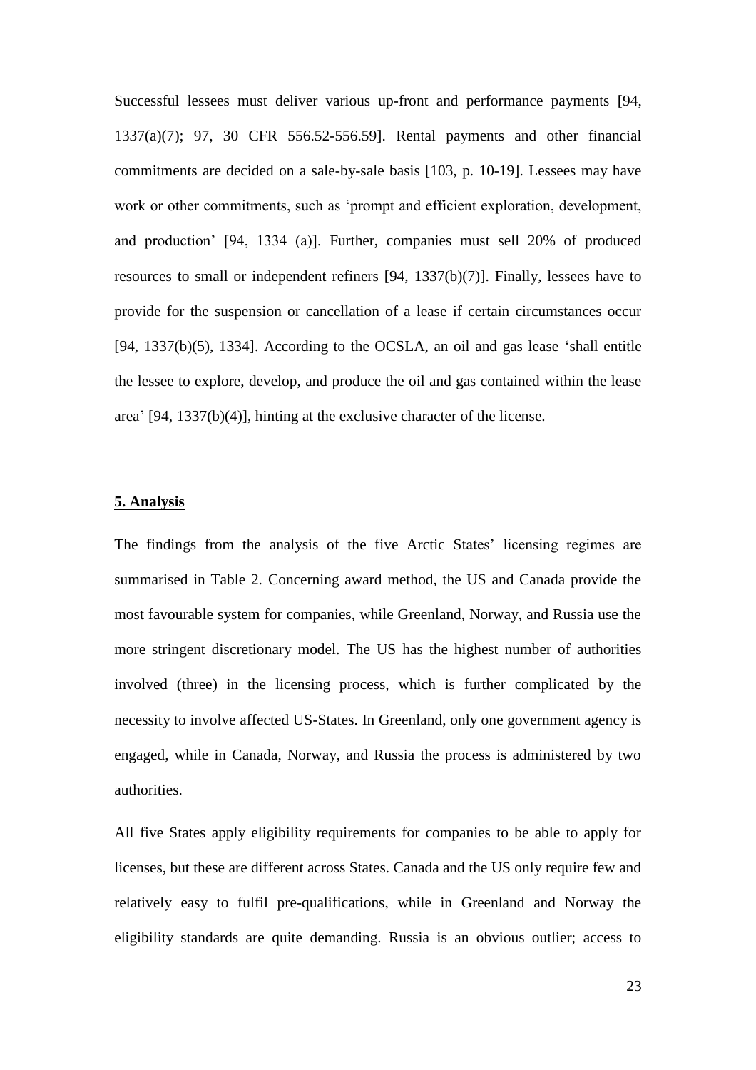Successful lessees must deliver various up-front and performance payments [94, 1337(a)(7); 97, 30 CFR 556.52-556.59]. Rental payments and other financial commitments are decided on a sale-by-sale basis [103, p. 10-19]. Lessees may have work or other commitments, such as 'prompt and efficient exploration, development, and production' [94, 1334 (a)]. Further, companies must sell 20% of produced resources to small or independent refiners [94, 1337(b)(7)]. Finally, lessees have to provide for the suspension or cancellation of a lease if certain circumstances occur [94, 1337(b)(5), 1334]. According to the OCSLA, an oil and gas lease 'shall entitle the lessee to explore, develop, and produce the oil and gas contained within the lease area' [94, 1337(b)(4)], hinting at the exclusive character of the license.

## 5. Analysis

The findings from the analysis of the five Arctic States' licensing regimes are summarised in Table 2. Concerning award method, the US and Canada provide the most favourable system for companies, while Greenland, Norway, and Russia use the more stringent discretionary model. The US has the highest number of authorities involved (three) in the licensing process, which is further complicated by the necessity to involve affected US-States. In Greenland, only one government agency is engaged, while in Canada, Norway, and Russia the process is administered by two authorities.

All five States apply eligibility requirements for companies to be able to apply for licenses, but these are different across States. Canada and the US only require few and relatively easy to fulfil pre-qualifications, while in Greenland and Norway the eligibility standards are quite demanding. Russia is an obvious outlier; access to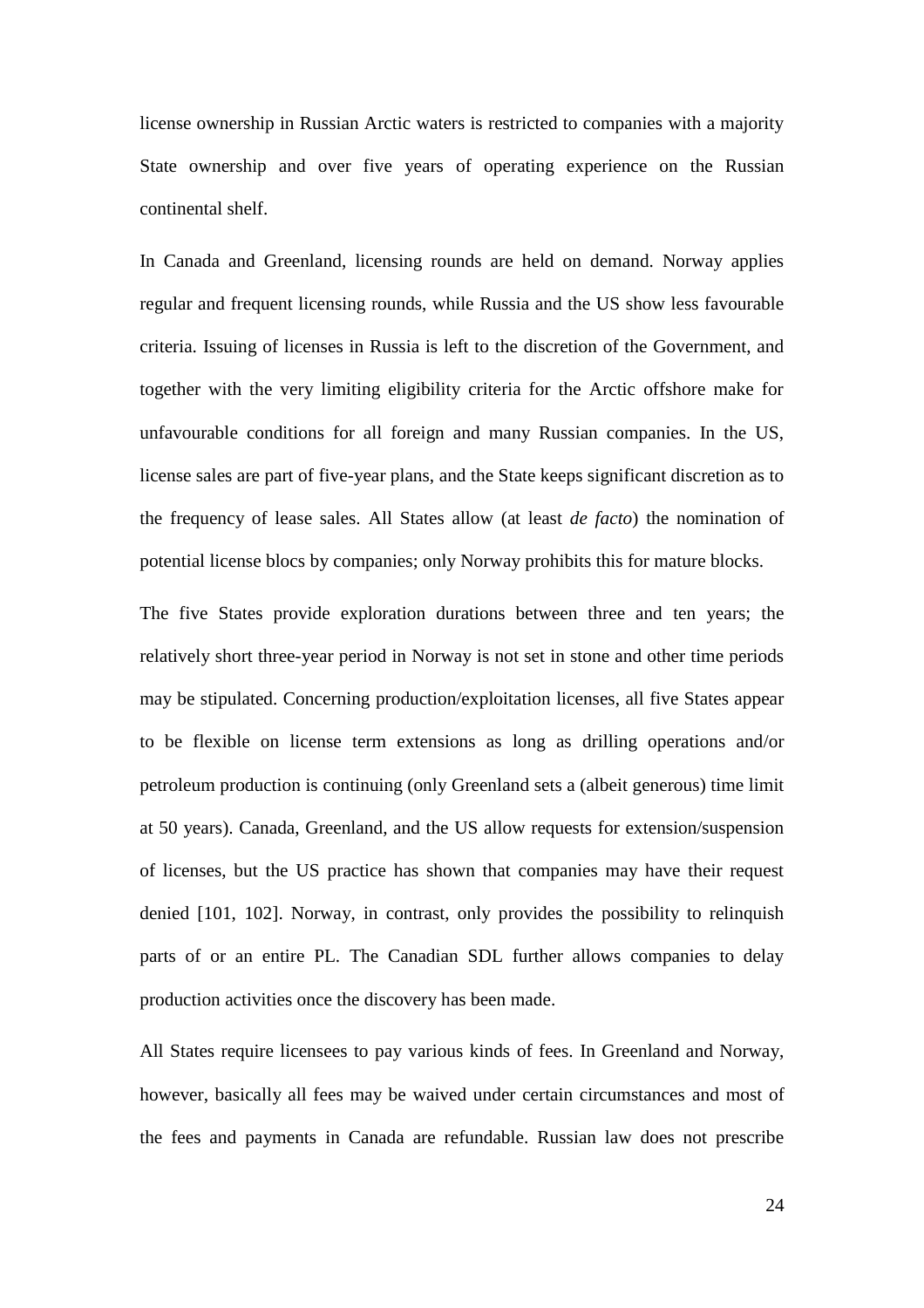license ownership in Russian Arctic waters is restricted to companies with a majority State ownership and over five years of operating experience on the Russian continental shelf.

In Canada and Greenland, licensing rounds are held on demand. Norway applies regular and frequent licensing rounds, while Russia and the US show less favourable criteria. Issuing of licenses in Russia is left to the discretion of the Government, and together with the very limiting eligibility criteria for the Arctic offshore make for unfavourable conditions for all foreign and many Russian companies. In the US, license sales are part of five-year plans, and the State keeps significant discretion as to the frequency of lease sales. All States allow (at least *de facto*) the nomination of potential license blocs by companies; only Norway prohibits this for mature blocks.

The five States provide exploration durations between three and ten years; the relatively short three-year period in Norway is not set in stone and other time periods may be stipulated. Concerning production/exploitation licenses, all five States appear to be flexible on license term extensions as long as drilling operations and/or petroleum production is continuing (only Greenland sets a (albeit generous) time limit at 50 years). Canada, Greenland, and the US allow requests for extension/suspension of licenses, but the US practice has shown that companies may have their request denied [101, 102]. Norway, in contrast, only provides the possibility to relinquish parts of or an entire PL. The Canadian SDL further allows companies to delay production activities once the discovery has been made.

All States require licensees to pay various kinds of fees. In Greenland and Norway, however, basically all fees may be waived under certain circumstances and most of the fees and payments in Canada are refundable. Russian law does not prescribe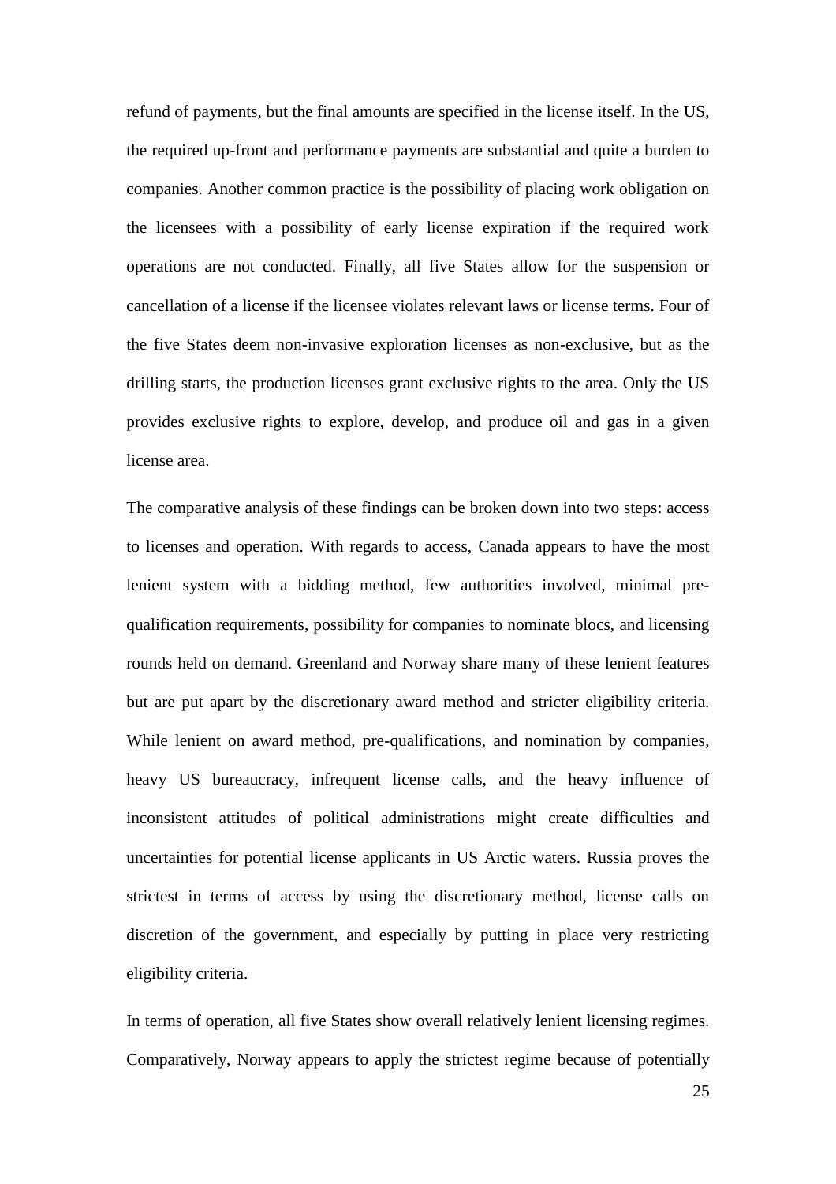refund of payments, but the final amounts are specified in the license itself. In the US, the required up-front and performance payments are substantial and quite a burden to companies. Another common practice is the possibility of placing work obligation on the licensees with a possibility of early license expiration if the required work operations are not conducted. Finally, all five States allow for the suspension or cancellation of a license if the licensee violates relevant laws or license terms. Four of the five States deem non-invasive exploration licenses as non-exclusive, but as the drilling starts, the production licenses grant exclusive rights to the area. Only the US provides exclusive rights to explore, develop, and produce oil and gas in a given license area.

The comparative analysis of these findings can be broken down into two steps: access to licenses and operation. With regards to access, Canada appears to have the most lenient system with a bidding method, few authorities involved, minimal pre-qualification requirements, possibility for companies to nominate blocs, and licensing rounds held on demand. Greenland and Norway share many of these lenient features but are put apart by the discretionary award method and stricter eligibility criteria. While lenient on award method, pre-qualifications, and nomination by companies, heavy US bureaucracy, infrequent license calls, and the heavy influence of inconsistent attitudes of political administrations might create difficulties and uncertainties for potential license applicants in US Arctic waters. Russia proves the strictest in terms of access by using the discretionary method, license calls on discretion of the government, and especially by putting in place very restricting eligibility criteria.

In terms of operation, all five States show overall relatively lenient licensing regimes. Comparatively, Norway appears to apply the strictest regime because of potentially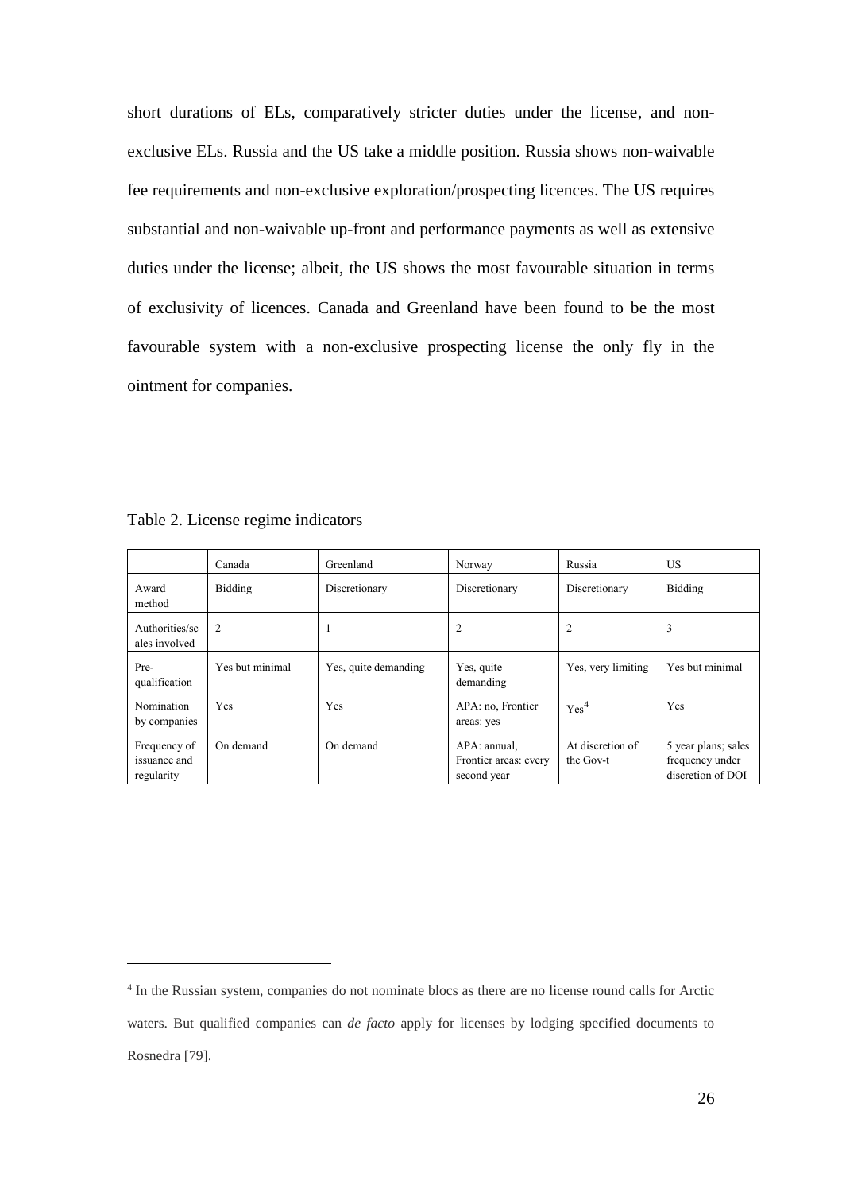short durations of ELs, comparatively stricter duties under the license, and non-exclusive ELs. Russia and the US take a middle position. Russia shows non-waivable fee requirements and non-exclusive exploration/prospecting licences. The US requires substantial and non-waivable up-front and performance payments as well as extensive duties under the license; albeit, the US shows the most favourable situation in terms of exclusivity of licences. Canada and Greenland have been found to be the most favourable system with a non-exclusive prospecting license the only fly in the ointment for companies.

Table 2. License regime indicators

| | Canada | Greenland | Norway | Russia | US |
|---|---|---|---|---|---|
| Award method | Bidding | Discretionary | Discretionary | Discretionary | Bidding |
| Authorities/scales involved | 2 | 1 | 2 | 2 | 3 |
| Pre-qualification | Yes but minimal | Yes, quite demanding | Yes, quite demanding | Yes, very limiting | Yes but minimal |
| Nomination by companies | Yes | Yes | APA: no, Frontier areas: yes | Yes[4] | Yes |
| Frequency of issuance and regularity | On demand | On demand | APA: annual, Frontier areas: every second year | At discretion of the Gov-t | 5 year plans; sales frequency under discretion of DOI |

[4] In the Russian system, companies do not nominate blocs as there are no license round calls for Arctic waters. But qualified companies can *de facto* apply for licenses by lodging specified documents to Rosnedra [79].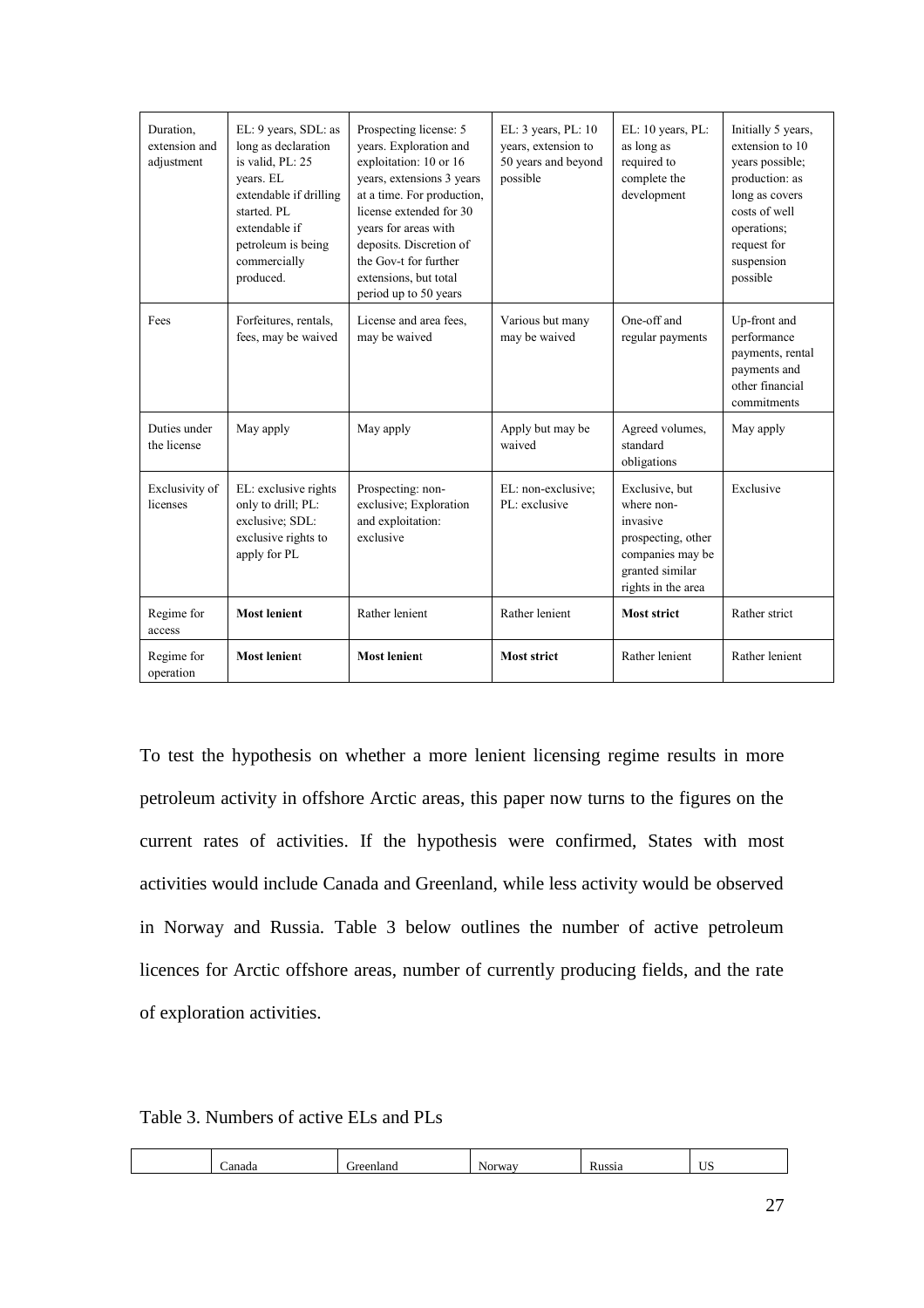| Duration, extension and adjustment | EL: 9 years, SDL: as long as declaration is valid, PL: 25 years. EL extendable if drilling started. PL extendable if petroleum is being commercially produced. | Prospecting license: 5 years. Exploration and exploitation: 10 or 16 years, extensions 3 years at a time. For production, license extended for 30 years for areas with deposits. Discretion of the Gov-t for further extensions, but total period up to 50 years | EL: 3 years, PL: 10 years, extension to 50 years and beyond possible | EL: 10 years, PL: as long as required to complete the development | Initially 5 years, extension to 10 years possible; production: as long as covers costs of well operations; request for suspension possible |
|---|---|---|---|---|---|
| Fees | Forfeitures, rentals, fees, may be waived | License and area fees, may be waived | Various but many may be waived | One-off and regular payments | Up-front and performance payments, rental payments and other financial commitments |
| Duties under the license | May apply | May apply | Apply but may be waived | Agreed volumes, standard obligations | May apply |
| Exclusivity of licenses | EL: exclusive rights only to drill; PL: exclusive; SDL: exclusive rights to apply for PL | Prospecting: non-exclusive; Exploration and exploitation: exclusive | EL: non-exclusive; PL: exclusive | Exclusive, but where non-invasive prospecting, other companies may be granted similar rights in the area | Exclusive |
| Regime for access | **Most lenient** | Rather lenient | Rather lenient | **Most strict** | Rather strict |
| Regime for operation | **Most lenient** | **Most lenient** | **Most strict** | Rather lenient | Rather lenient |

To test the hypothesis on whether a more lenient licensing regime results in more petroleum activity in offshore Arctic areas, this paper now turns to the figures on the current rates of activities. If the hypothesis were confirmed, States with most activities would include Canada and Greenland, while less activity would be observed in Norway and Russia. Table 3 below outlines the number of active petroleum licences for Arctic offshore areas, number of currently producing fields, and the rate of exploration activities.

Table 3. Numbers of active ELs and PLs

| | Canada | Greenland | Norway | Russia | US |
|---|---|---|---|---|---|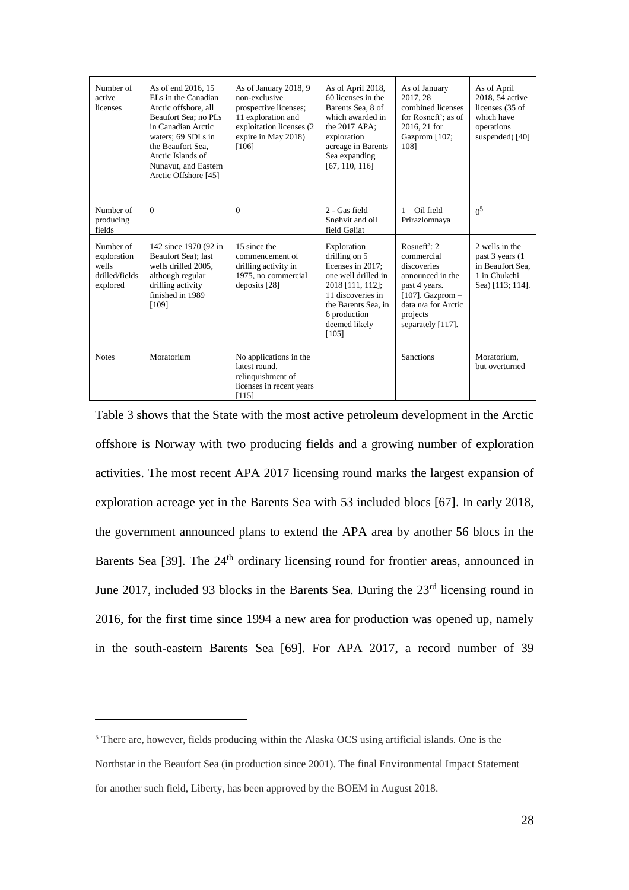| Number of active licenses | As of end 2016, 15 ELs in the Canadian Arctic offshore, all Beaufort Sea; no PLs in Canadian Arctic waters; 69 SDLs in the Beaufort Sea, Arctic Islands of Nunavut, and Eastern Arctic Offshore [45] | As of January 2018, 9 non-exclusive prospective licenses; 11 exploration and exploitation licenses (2 expire in May 2018) [106] | As of April 2018, 60 licenses in the Barents Sea, 8 of which awarded in the 2017 APA; exploration acreage in Barents Sea expanding [67, 110, 116] | As of January 2017, 28 combined licenses for Rosneft'; as of 2016, 21 for Gazprom [107; 108] | As of April 2018, 54 active licenses (35 of which have operations suspended) [40] |
|---|---|---|---|---|---|
| Number of producing fields | 0 | 0 | 2 - Gas field Snøhvit and oil field Gøliat | 1 – Oil field Prirazlomnaya | 0[5] |
| Number of exploration wells drilled/fields explored | 142 since 1970 (92 in Beaufort Sea); last wells drilled 2005, although regular drilling activity finished in 1989 [109] | 15 since the commencement of drilling activity in 1975, no commercial deposits [28] | Exploration drilling on 5 licenses in 2017; one well drilled in 2018 [111, 112]; 11 discoveries in the Barents Sea, in 6 production deemed likely [105] | Rosneft': 2 commercial discoveries announced in the past 4 years. [107]. Gazprom – data n/a for Arctic projects separately [117]. | 2 wells in the past 3 years (1 in Beaufort Sea, 1 in Chukchi Sea) [113; 114]. |
| Notes | Moratorium | No applications in the latest round, relinquishment of licenses in recent years [115] | | Sanctions | Moratorium, but overturned |

Table 3 shows that the State with the most active petroleum development in the Arctic offshore is Norway with two producing fields and a growing number of exploration activities. The most recent APA 2017 licensing round marks the largest expansion of exploration acreage yet in the Barents Sea with 53 included blocs [67]. In early 2018, the government announced plans to extend the APA area by another 56 blocs in the Barents Sea [39]. The 24th ordinary licensing round for frontier areas, announced in June 2017, included 93 blocks in the Barents Sea. During the 23rd licensing round in 2016, for the first time since 1994 a new area for production was opened up, namely in the south-eastern Barents Sea [69]. For APA 2017, a record number of 39

[5] There are, however, fields producing within the Alaska OCS using artificial islands. One is the Northstar in the Beaufort Sea (in production since 2001). The final Environmental Impact Statement for another such field, Liberty, has been approved by the BOEM in August 2018.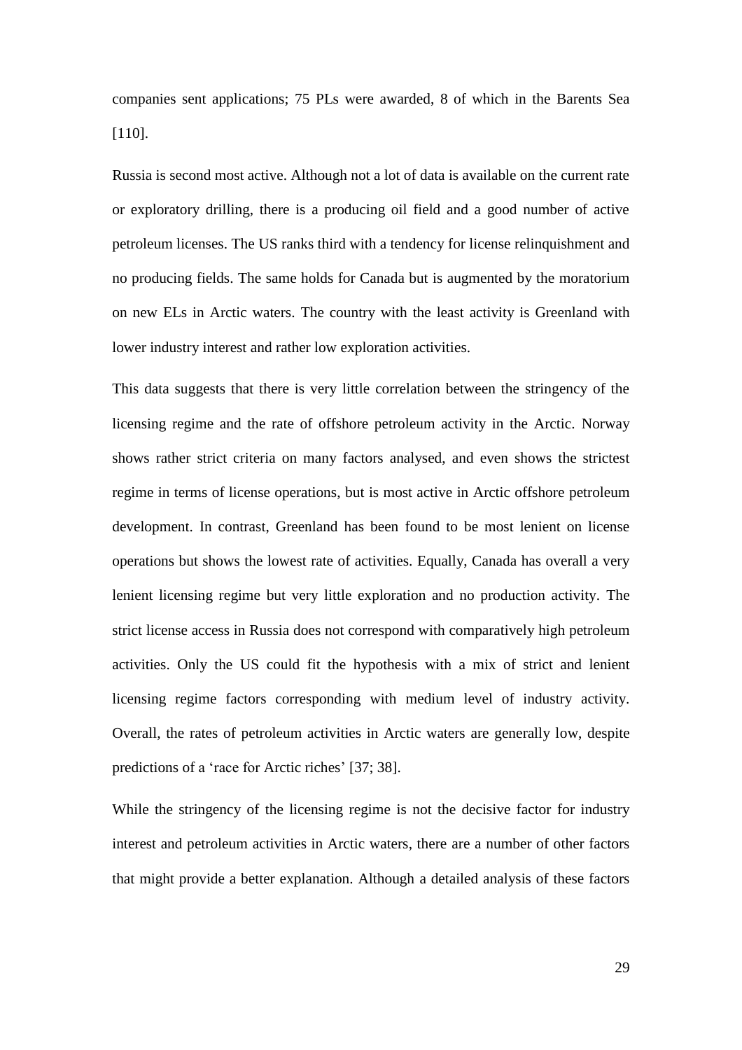companies sent applications; 75 PLs were awarded, 8 of which in the Barents Sea [110].

Russia is second most active. Although not a lot of data is available on the current rate or exploratory drilling, there is a producing oil field and a good number of active petroleum licenses. The US ranks third with a tendency for license relinquishment and no producing fields. The same holds for Canada but is augmented by the moratorium on new ELs in Arctic waters. The country with the least activity is Greenland with lower industry interest and rather low exploration activities.

This data suggests that there is very little correlation between the stringency of the licensing regime and the rate of offshore petroleum activity in the Arctic. Norway shows rather strict criteria on many factors analysed, and even shows the strictest regime in terms of license operations, but is most active in Arctic offshore petroleum development. In contrast, Greenland has been found to be most lenient on license operations but shows the lowest rate of activities. Equally, Canada has overall a very lenient licensing regime but very little exploration and no production activity. The strict license access in Russia does not correspond with comparatively high petroleum activities. Only the US could fit the hypothesis with a mix of strict and lenient licensing regime factors corresponding with medium level of industry activity. Overall, the rates of petroleum activities in Arctic waters are generally low, despite predictions of a 'race for Arctic riches' [37; 38].

While the stringency of the licensing regime is not the decisive factor for industry interest and petroleum activities in Arctic waters, there are a number of other factors that might provide a better explanation. Although a detailed analysis of these factors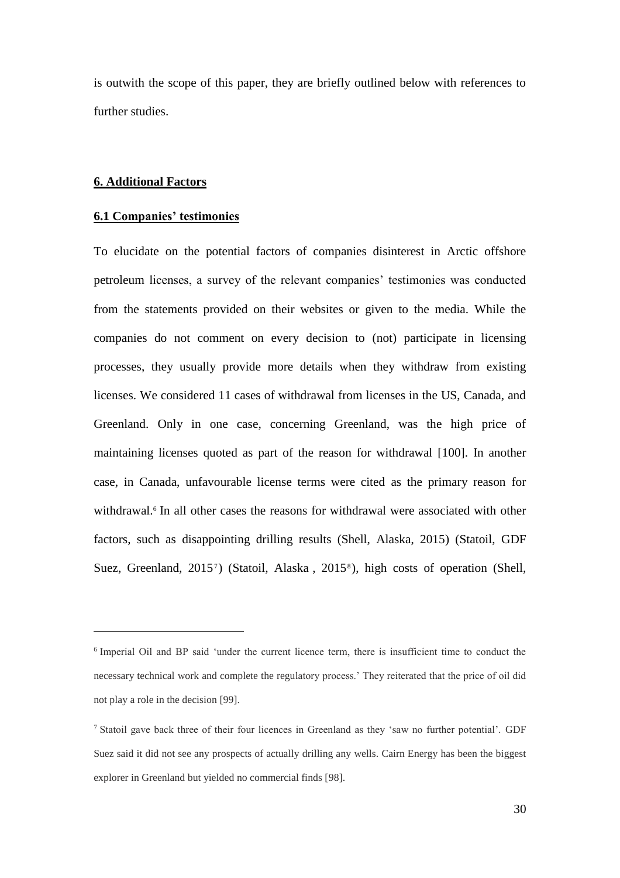is outwith the scope of this paper, they are briefly outlined below with references to further studies.

## 6. Additional Factors

### 6.1 Companies' testimonies

To elucidate on the potential factors of companies disinterest in Arctic offshore petroleum licenses, a survey of the relevant companies' testimonies was conducted from the statements provided on their websites or given to the media. While the companies do not comment on every decision to (not) participate in licensing processes, they usually provide more details when they withdraw from existing licenses. We considered 11 cases of withdrawal from licenses in the US, Canada, and Greenland. Only in one case, concerning Greenland, was the high price of maintaining licenses quoted as part of the reason for withdrawal [100]. In another case, in Canada, unfavourable license terms were cited as the primary reason for withdrawal.[6] In all other cases the reasons for withdrawal were associated with other factors, such as disappointing drilling results (Shell, Alaska, 2015) (Statoil, GDF Suez, Greenland, 2015[7]) (Statoil, Alaska , 2015[8]), high costs of operation (Shell,

---

[6] Imperial Oil and BP said 'under the current licence term, there is insufficient time to conduct the necessary technical work and complete the regulatory process.' They reiterated that the price of oil did not play a role in the decision [99].

[7] Statoil gave back three of their four licences in Greenland as they 'saw no further potential'. GDF Suez said it did not see any prospects of actually drilling any wells. Cairn Energy has been the biggest explorer in Greenland but yielded no commercial finds [98].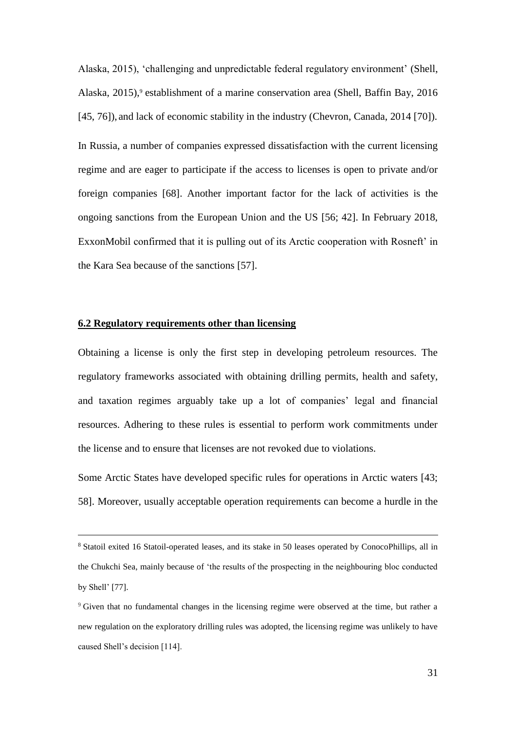Alaska, 2015), 'challenging and unpredictable federal regulatory environment' (Shell, Alaska, 2015),[9] establishment of a marine conservation area (Shell, Baffin Bay, 2016 [45, 76]), and lack of economic stability in the industry (Chevron, Canada, 2014 [70]).

In Russia, a number of companies expressed dissatisfaction with the current licensing regime and are eager to participate if the access to licenses is open to private and/or foreign companies [68]. Another important factor for the lack of activities is the ongoing sanctions from the European Union and the US [56; 42]. In February 2018, ExxonMobil confirmed that it is pulling out of its Arctic cooperation with Rosneft' in the Kara Sea because of the sanctions [57].

### 6.2 Regulatory requirements other than licensing

Obtaining a license is only the first step in developing petroleum resources. The regulatory frameworks associated with obtaining drilling permits, health and safety, and taxation regimes arguably take up a lot of companies' legal and financial resources. Adhering to these rules is essential to perform work commitments under the license and to ensure that licenses are not revoked due to violations.

Some Arctic States have developed specific rules for operations in Arctic waters [43; 58]. Moreover, usually acceptable operation requirements can become a hurdle in the

---

[8] Statoil exited 16 Statoil-operated leases, and its stake in 50 leases operated by ConocoPhillips, all in the Chukchi Sea, mainly because of 'the results of the prospecting in the neighbouring bloc conducted by Shell' [77].

[9] Given that no fundamental changes in the licensing regime were observed at the time, but rather a new regulation on the exploratory drilling rules was adopted, the licensing regime was unlikely to have caused Shell's decision [114].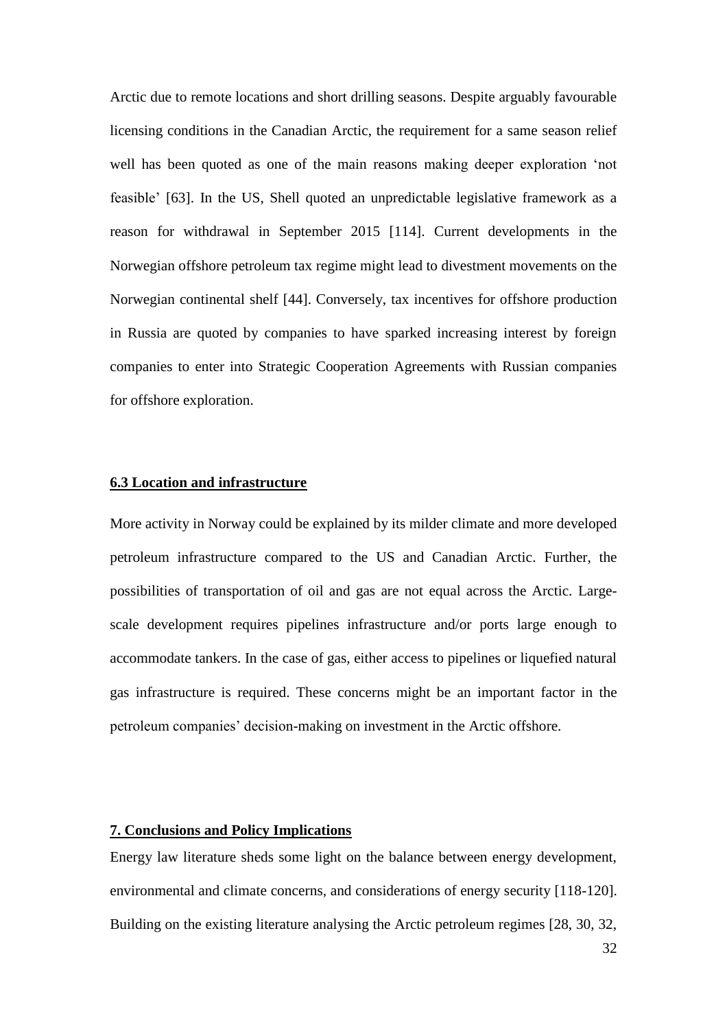Arctic due to remote locations and short drilling seasons. Despite arguably favourable licensing conditions in the Canadian Arctic, the requirement for a same season relief well has been quoted as one of the main reasons making deeper exploration 'not feasible' [63]. In the US, Shell quoted an unpredictable legislative framework as a reason for withdrawal in September 2015 [114]. Current developments in the Norwegian offshore petroleum tax regime might lead to divestment movements on the Norwegian continental shelf [44]. Conversely, tax incentives for offshore production in Russia are quoted by companies to have sparked increasing interest by foreign companies to enter into Strategic Cooperation Agreements with Russian companies for offshore exploration.

### 6.3 Location and infrastructure

More activity in Norway could be explained by its milder climate and more developed petroleum infrastructure compared to the US and Canadian Arctic. Further, the possibilities of transportation of oil and gas are not equal across the Arctic. Large-scale development requires pipelines infrastructure and/or ports large enough to accommodate tankers. In the case of gas, either access to pipelines or liquefied natural gas infrastructure is required. These concerns might be an important factor in the petroleum companies' decision-making on investment in the Arctic offshore.

## 7. Conclusions and Policy Implications

Energy law literature sheds some light on the balance between energy development, environmental and climate concerns, and considerations of energy security [118-120]. Building on the existing literature analysing the Arctic petroleum regimes [28, 30, 32,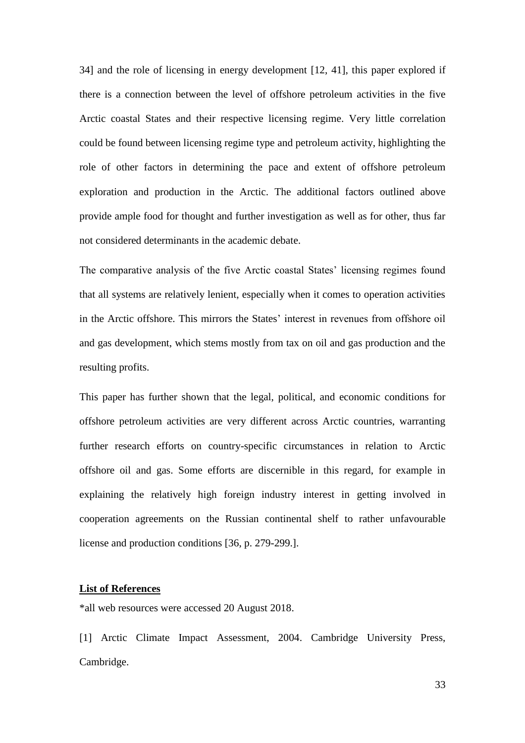34] and the role of licensing in energy development [12, 41], this paper explored if there is a connection between the level of offshore petroleum activities in the five Arctic coastal States and their respective licensing regime. Very little correlation could be found between licensing regime type and petroleum activity, highlighting the role of other factors in determining the pace and extent of offshore petroleum exploration and production in the Arctic. The additional factors outlined above provide ample food for thought and further investigation as well as for other, thus far not considered determinants in the academic debate.

The comparative analysis of the five Arctic coastal States' licensing regimes found that all systems are relatively lenient, especially when it comes to operation activities in the Arctic offshore. This mirrors the States' interest in revenues from offshore oil and gas development, which stems mostly from tax on oil and gas production and the resulting profits.

This paper has further shown that the legal, political, and economic conditions for offshore petroleum activities are very different across Arctic countries, warranting further research efforts on country-specific circumstances in relation to Arctic offshore oil and gas. Some efforts are discernible in this regard, for example in explaining the relatively high foreign industry interest in getting involved in cooperation agreements on the Russian continental shelf to rather unfavourable license and production conditions [36, p. 279-299.].

## List of References

*all web resources were accessed 20 August 2018.

[1] Arctic Climate Impact Assessment, 2004. Cambridge University Press, Cambridge.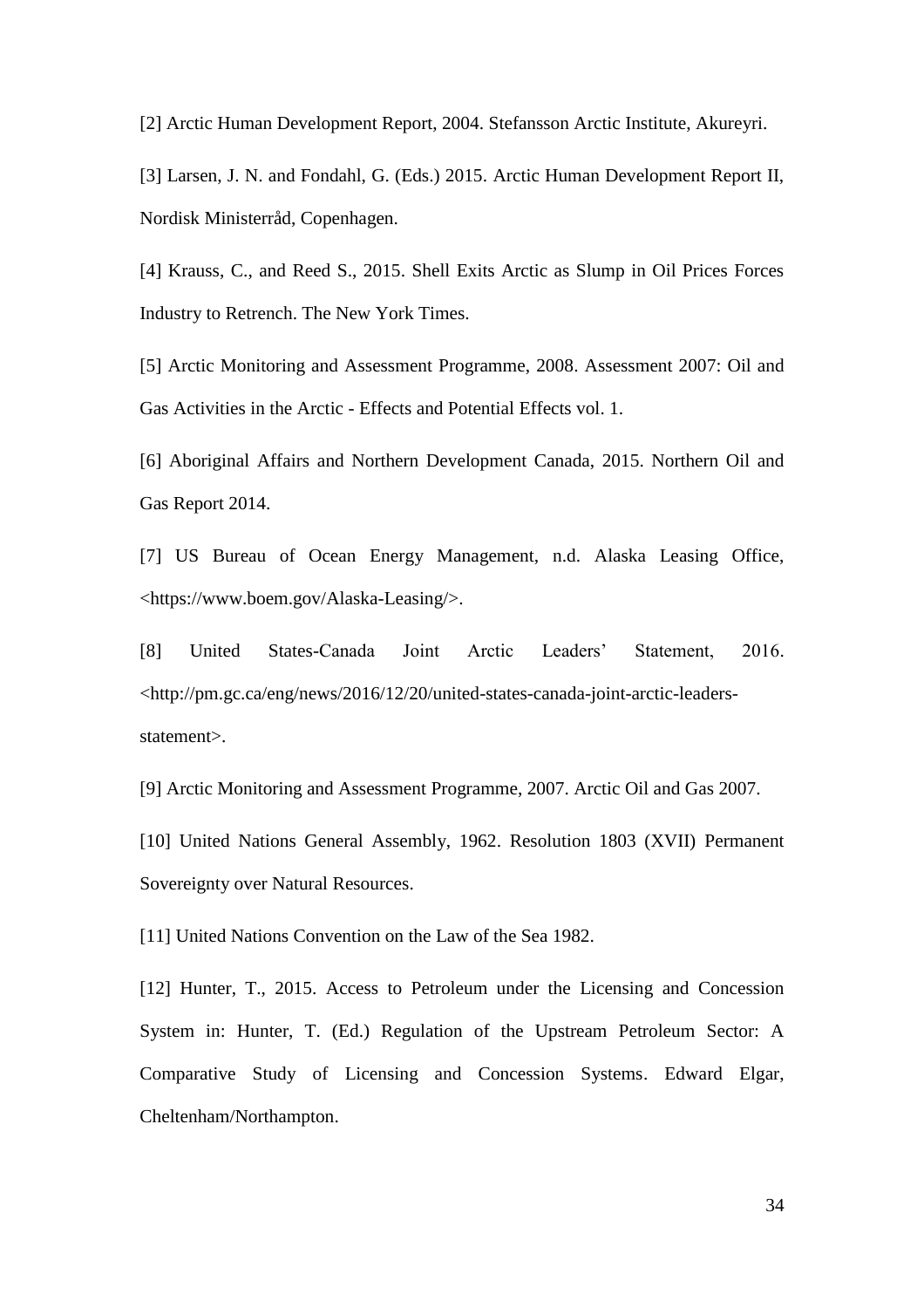[2] Arctic Human Development Report, 2004. Stefansson Arctic Institute, Akureyri.

[3] Larsen, J. N. and Fondahl, G. (Eds.) 2015. Arctic Human Development Report II, Nordisk Ministerråd, Copenhagen.

[4] Krauss, C., and Reed S., 2015. Shell Exits Arctic as Slump in Oil Prices Forces Industry to Retrench. The New York Times.

[5] Arctic Monitoring and Assessment Programme, 2008. Assessment 2007: Oil and Gas Activities in the Arctic - Effects and Potential Effects vol. 1.

[6] Aboriginal Affairs and Northern Development Canada, 2015. Northern Oil and Gas Report 2014.

[7] US Bureau of Ocean Energy Management, n.d. Alaska Leasing Office, <https://www.boem.gov/Alaska-Leasing/>.

[8] United States-Canada Joint Arctic Leaders' Statement, 2016. <http://pm.gc.ca/eng/news/2016/12/20/united-states-canada-joint-arctic-leaders-statement>.

[9] Arctic Monitoring and Assessment Programme, 2007. Arctic Oil and Gas 2007.

[10] United Nations General Assembly, 1962. Resolution 1803 (XVII) Permanent Sovereignty over Natural Resources.

[11] United Nations Convention on the Law of the Sea 1982.

[12] Hunter, T., 2015. Access to Petroleum under the Licensing and Concession System in: Hunter, T. (Ed.) Regulation of the Upstream Petroleum Sector: A Comparative Study of Licensing and Concession Systems. Edward Elgar, Cheltenham/Northampton.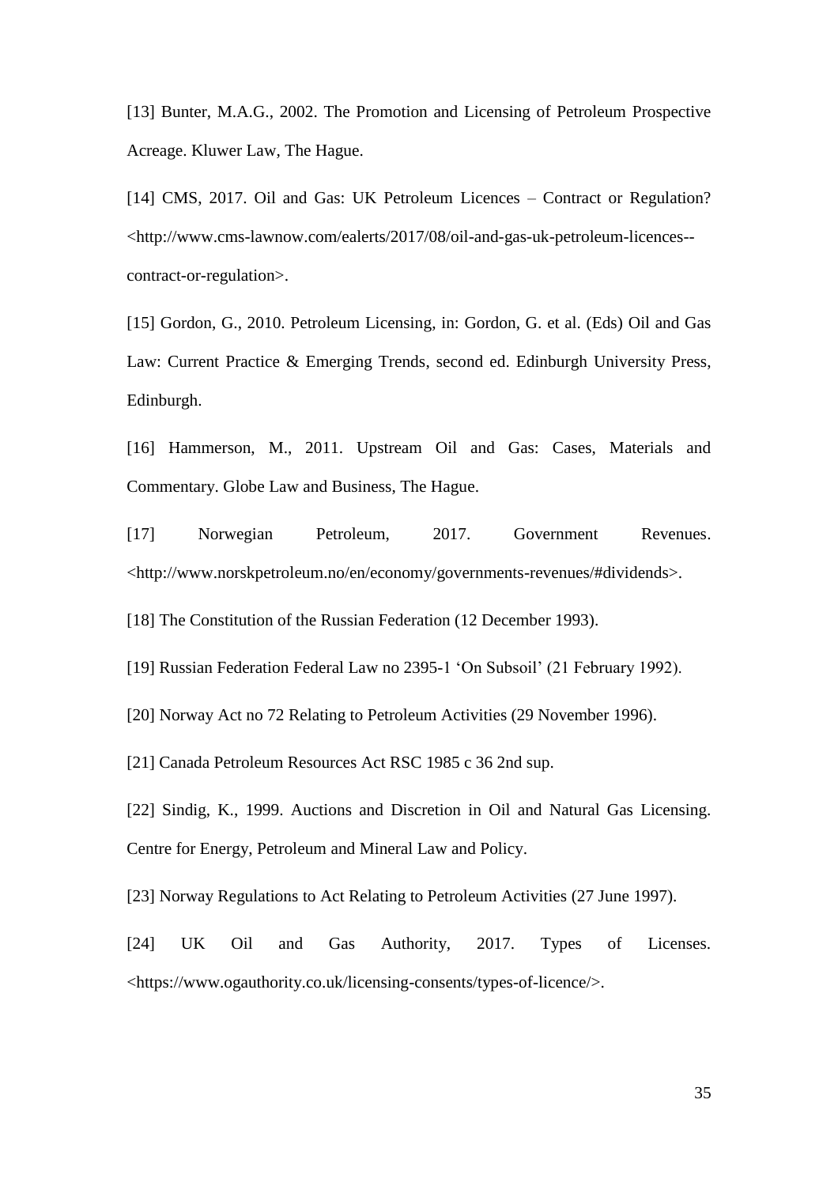[13] Bunter, M.A.G., 2002. The Promotion and Licensing of Petroleum Prospective Acreage. Kluwer Law, The Hague.

[14] CMS, 2017. Oil and Gas: UK Petroleum Licences – Contract or Regulation? <http://www.cms-lawnow.com/ealerts/2017/08/oil-and-gas-uk-petroleum-licences--contract-or-regulation>.

[15] Gordon, G., 2010. Petroleum Licensing, in: Gordon, G. et al. (Eds) Oil and Gas Law: Current Practice & Emerging Trends, second ed. Edinburgh University Press, Edinburgh.

[16] Hammerson, M., 2011. Upstream Oil and Gas: Cases, Materials and Commentary. Globe Law and Business, The Hague.

[17] Norwegian Petroleum, 2017. Government Revenues. <http://www.norskpetroleum.no/en/economy/governments-revenues/#dividends>.

[18] The Constitution of the Russian Federation (12 December 1993).

[19] Russian Federation Federal Law no 2395-1 'On Subsoil' (21 February 1992).

[20] Norway Act no 72 Relating to Petroleum Activities (29 November 1996).

[21] Canada Petroleum Resources Act RSC 1985 c 36 2nd sup.

[22] Sindig, K., 1999. Auctions and Discretion in Oil and Natural Gas Licensing. Centre for Energy, Petroleum and Mineral Law and Policy.

[23] Norway Regulations to Act Relating to Petroleum Activities (27 June 1997).

[24] UK Oil and Gas Authority, 2017. Types of Licenses. <https://www.ogauthority.co.uk/licensing-consents/types-of-licence/>.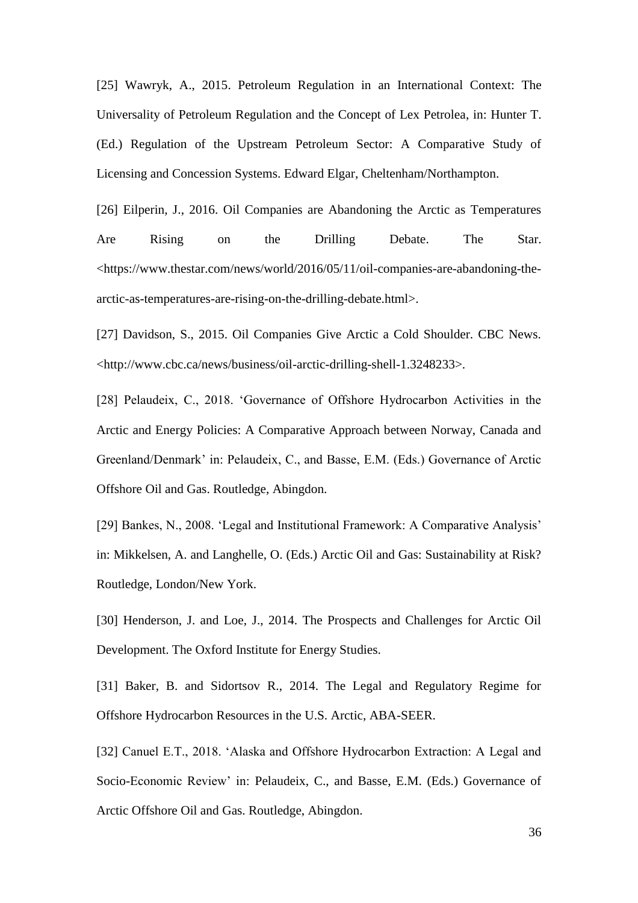[25] Wawryk, A., 2015. Petroleum Regulation in an International Context: The Universality of Petroleum Regulation and the Concept of Lex Petrolea, in: Hunter T. (Ed.) Regulation of the Upstream Petroleum Sector: A Comparative Study of Licensing and Concession Systems. Edward Elgar, Cheltenham/Northampton.

[26] Eilperin, J., 2016. Oil Companies are Abandoning the Arctic as Temperatures Are Rising on the Drilling Debate. The Star. <https://www.thestar.com/news/world/2016/05/11/oil-companies-are-abandoning-the-arctic-as-temperatures-are-rising-on-the-drilling-debate.html>.

[27] Davidson, S., 2015. Oil Companies Give Arctic a Cold Shoulder. CBC News. <http://www.cbc.ca/news/business/oil-arctic-drilling-shell-1.3248233>.

[28] Pelaudeix, C., 2018. 'Governance of Offshore Hydrocarbon Activities in the Arctic and Energy Policies: A Comparative Approach between Norway, Canada and Greenland/Denmark' in: Pelaudeix, C., and Basse, E.M. (Eds.) Governance of Arctic Offshore Oil and Gas. Routledge, Abingdon.

[29] Bankes, N., 2008. 'Legal and Institutional Framework: A Comparative Analysis' in: Mikkelsen, A. and Langhelle, O. (Eds.) Arctic Oil and Gas: Sustainability at Risk? Routledge, London/New York.

[30] Henderson, J. and Loe, J., 2014. The Prospects and Challenges for Arctic Oil Development. The Oxford Institute for Energy Studies.

[31] Baker, B. and Sidortsov R., 2014. The Legal and Regulatory Regime for Offshore Hydrocarbon Resources in the U.S. Arctic, ABA-SEER.

[32] Canuel E.T., 2018. 'Alaska and Offshore Hydrocarbon Extraction: A Legal and Socio-Economic Review' in: Pelaudeix, C., and Basse, E.M. (Eds.) Governance of Arctic Offshore Oil and Gas. Routledge, Abingdon.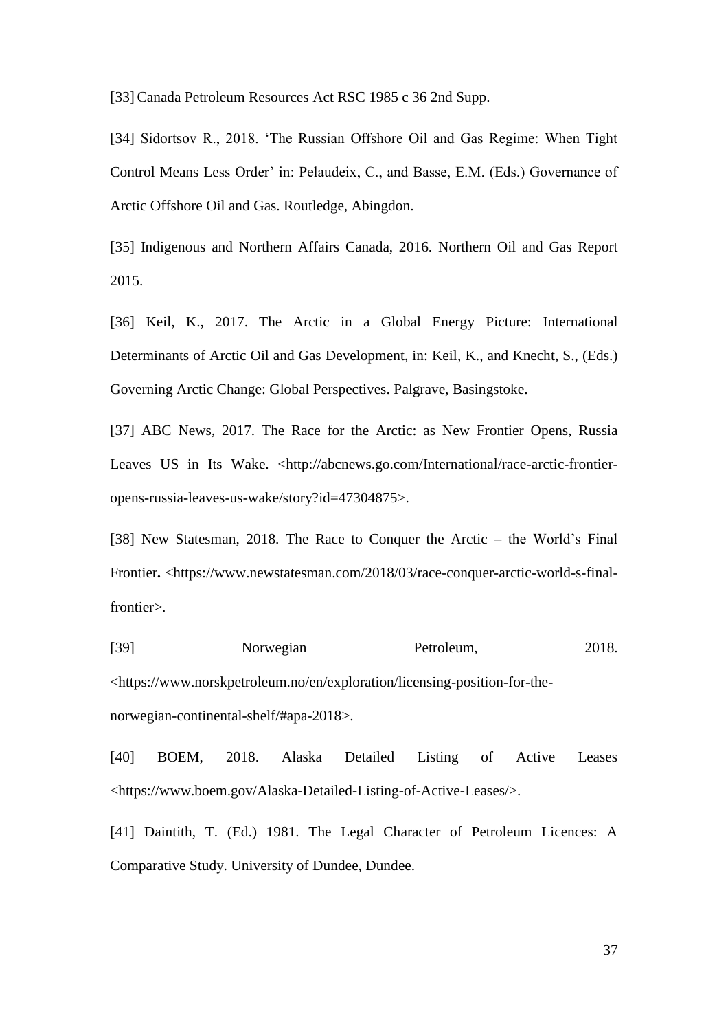[33] Canada Petroleum Resources Act RSC 1985 c 36 2nd Supp.

[34] Sidortsov R., 2018. 'The Russian Offshore Oil and Gas Regime: When Tight Control Means Less Order' in: Pelaudeix, C., and Basse, E.M. (Eds.) Governance of Arctic Offshore Oil and Gas. Routledge, Abingdon.

[35] Indigenous and Northern Affairs Canada, 2016. Northern Oil and Gas Report 2015.

[36] Keil, K., 2017. The Arctic in a Global Energy Picture: International Determinants of Arctic Oil and Gas Development, in: Keil, K., and Knecht, S., (Eds.) Governing Arctic Change: Global Perspectives. Palgrave, Basingstoke.

[37] ABC News, 2017. The Race for the Arctic: as New Frontier Opens, Russia Leaves US in Its Wake. <http://abcnews.go.com/International/race-arctic-frontier-opens-russia-leaves-us-wake/story?id=47304875>.

[38] New Statesman, 2018. The Race to Conquer the Arctic – the World's Final Frontier**.** <https://www.newstatesman.com/2018/03/race-conquer-arctic-world-s-final-frontier>.

[39] Norwegian Petroleum, 2018. <https://www.norskpetroleum.no/en/exploration/licensing-position-for-the-norwegian-continental-shelf/#apa-2018>.

[40] BOEM, 2018. Alaska Detailed Listing of Active Leases <https://www.boem.gov/Alaska-Detailed-Listing-of-Active-Leases/>.

[41] Daintith, T. (Ed.) 1981. The Legal Character of Petroleum Licences: A Comparative Study. University of Dundee, Dundee.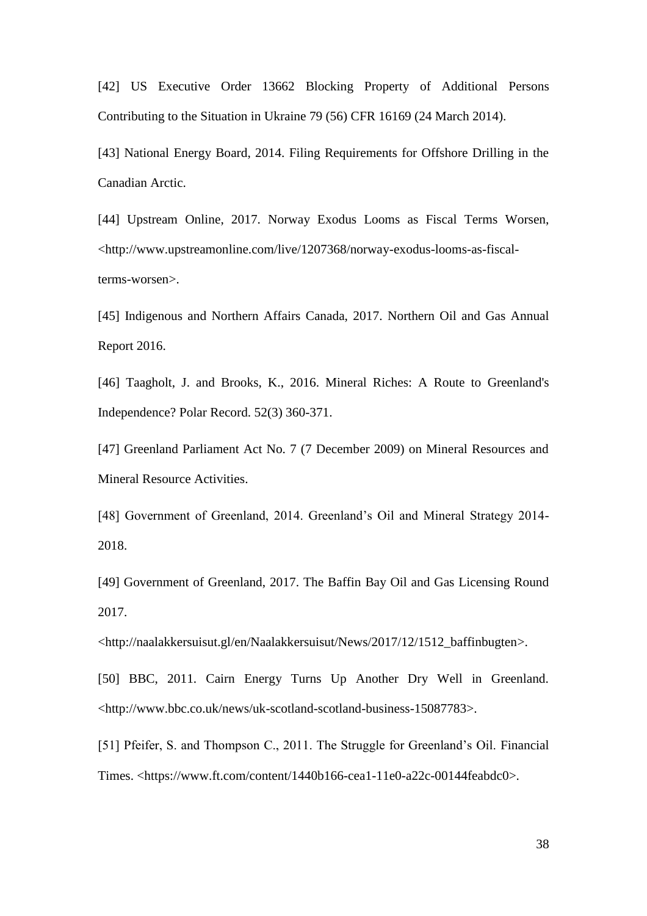[42] US Executive Order 13662 Blocking Property of Additional Persons Contributing to the Situation in Ukraine 79 (56) CFR 16169 (24 March 2014).

[43] National Energy Board, 2014. Filing Requirements for Offshore Drilling in the Canadian Arctic.

[44] Upstream Online, 2017. Norway Exodus Looms as Fiscal Terms Worsen, <http://www.upstreamonline.com/live/1207368/norway-exodus-looms-as-fiscal-terms-worsen>.

[45] Indigenous and Northern Affairs Canada, 2017. Northern Oil and Gas Annual Report 2016.

[46] Taagholt, J. and Brooks, K., 2016. Mineral Riches: A Route to Greenland's Independence? Polar Record. 52(3) 360-371.

[47] Greenland Parliament Act No. 7 (7 December 2009) on Mineral Resources and Mineral Resource Activities.

[48] Government of Greenland, 2014. Greenland's Oil and Mineral Strategy 2014-2018.

[49] Government of Greenland, 2017. The Baffin Bay Oil and Gas Licensing Round 2017. <http://naalakkersuisut.gl/en/Naalakkersuisut/News/2017/12/1512_baffinbugten>.

[50] BBC, 2011. Cairn Energy Turns Up Another Dry Well in Greenland. <http://www.bbc.co.uk/news/uk-scotland-scotland-business-15087783>.

[51] Pfeifer, S. and Thompson C., 2011. The Struggle for Greenland's Oil. Financial Times. <https://www.ft.com/content/1440b166-cea1-11e0-a22c-00144feabdc0>.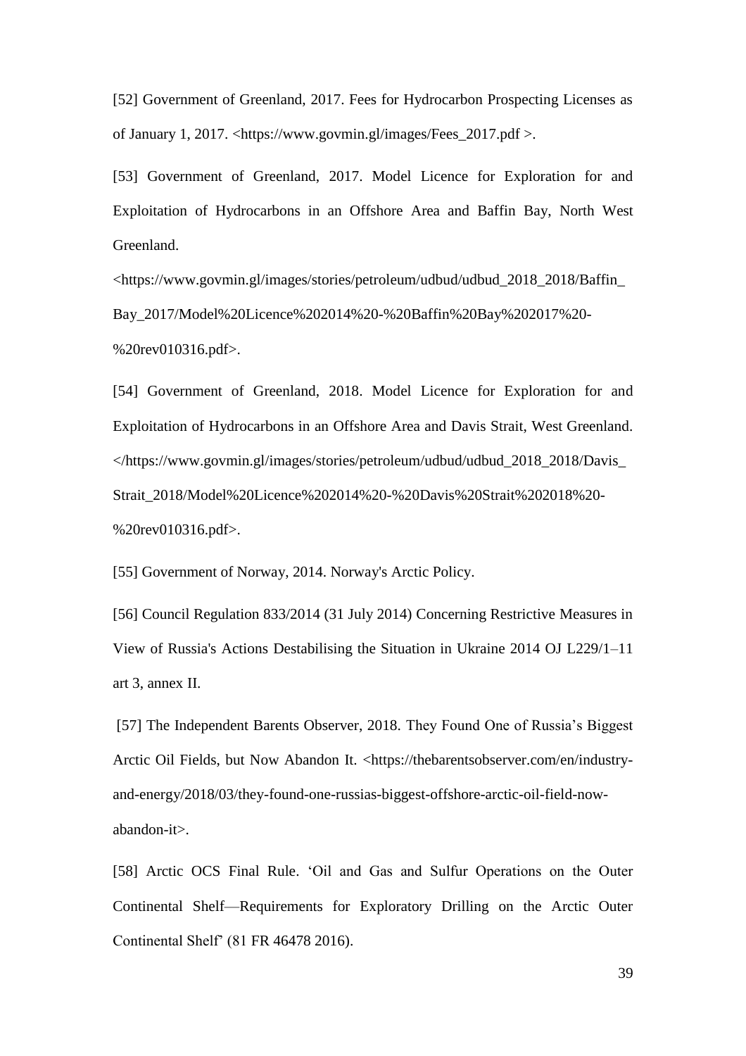[52] Government of Greenland, 2017. Fees for Hydrocarbon Prospecting Licenses as of January 1, 2017. <https://www.govmin.gl/images/Fees_2017.pdf >.

[53] Government of Greenland, 2017. Model Licence for Exploration for and Exploitation of Hydrocarbons in an Offshore Area and Baffin Bay, North West Greenland. <https://www.govmin.gl/images/stories/petroleum/udbud/udbud_2018_2018/Baffin_Bay_2017/Model%20Licence%202014%20-%20Baffin%20Bay%202017%20-%20rev010316.pdf>.

[54] Government of Greenland, 2018. Model Licence for Exploration for and Exploitation of Hydrocarbons in an Offshore Area and Davis Strait, West Greenland. </https://www.govmin.gl/images/stories/petroleum/udbud/udbud_2018_2018/Davis_Strait_2018/Model%20Licence%202014%20-%20Davis%20Strait%202018%20-%20rev010316.pdf>.

[55] Government of Norway, 2014. Norway's Arctic Policy.

[56] Council Regulation 833/2014 (31 July 2014) Concerning Restrictive Measures in View of Russia's Actions Destabilising the Situation in Ukraine 2014 OJ L229/1–11 art 3, annex II.

[57] The Independent Barents Observer, 2018. They Found One of Russia's Biggest Arctic Oil Fields, but Now Abandon It. <https://thebarentsobserver.com/en/industry-and-energy/2018/03/they-found-one-russias-biggest-offshore-arctic-oil-field-now-abandon-it>.

[58] Arctic OCS Final Rule. 'Oil and Gas and Sulfur Operations on the Outer Continental Shelf—Requirements for Exploratory Drilling on the Arctic Outer Continental Shelf' (81 FR 46478 2016).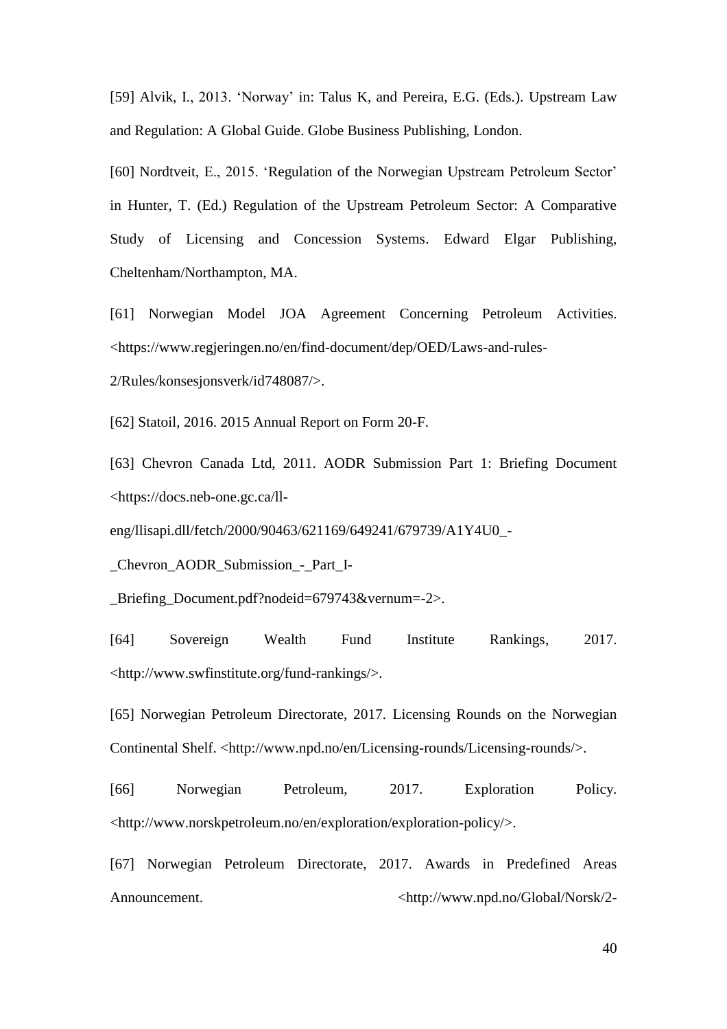[59] Alvik, I., 2013. 'Norway' in: Talus K, and Pereira, E.G. (Eds.). Upstream Law and Regulation: A Global Guide. Globe Business Publishing, London.

[60] Nordtveit, E., 2015. 'Regulation of the Norwegian Upstream Petroleum Sector' in Hunter, T. (Ed.) Regulation of the Upstream Petroleum Sector: A Comparative Study of Licensing and Concession Systems. Edward Elgar Publishing, Cheltenham/Northampton, MA.

[61] Norwegian Model JOA Agreement Concerning Petroleum Activities. <https://www.regjeringen.no/en/find-document/dep/OED/Laws-and-rules-2/Rules/konsesjonsverk/id748087/>.

[62] Statoil, 2016. 2015 Annual Report on Form 20-F.

[63] Chevron Canada Ltd, 2011. AODR Submission Part 1: Briefing Document <https://docs.neb-one.gc.ca/ll-eng/llisapi.dll/fetch/2000/90463/621169/649241/679739/A1Y4U0_-_Chevron_AODR_Submission_-_Part_I-_Briefing_Document.pdf?nodeid=679743&vernum=-2>.

[64] Sovereign Wealth Fund Institute Rankings, 2017. <http://www.swfinstitute.org/fund-rankings/>.

[65] Norwegian Petroleum Directorate, 2017. Licensing Rounds on the Norwegian Continental Shelf. <http://www.npd.no/en/Licensing-rounds/Licensing-rounds/>.

[66] Norwegian Petroleum, 2017. Exploration Policy. <http://www.norskpetroleum.no/en/exploration/exploration-policy/>.

[67] Norwegian Petroleum Directorate, 2017. Awards in Predefined Areas Announcement. <http://www.npd.no/Global/Norsk/2-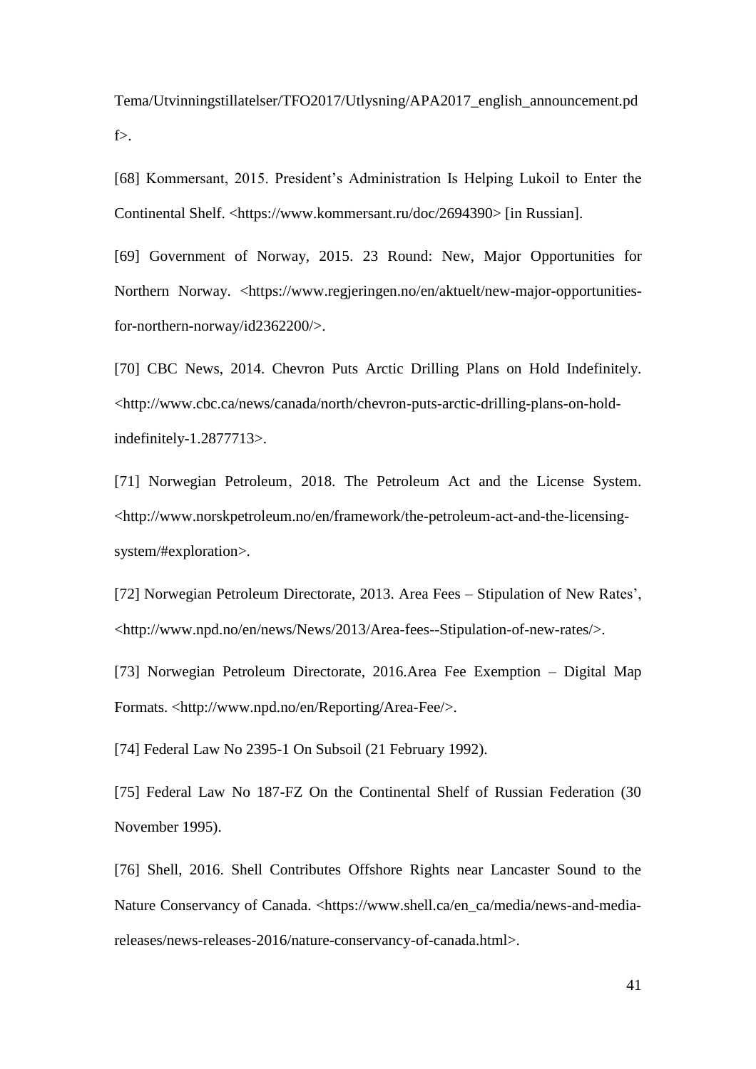Tema/Utvinningstillatelser/TFO2017/Utlysning/APA2017_english_announcement.pdf>.

[68] Kommersant, 2015. President's Administration Is Helping Lukoil to Enter the Continental Shelf. <https://www.kommersant.ru/doc/2694390> [in Russian].

[69] Government of Norway, 2015. 23 Round: New, Major Opportunities for Northern Norway. <https://www.regjeringen.no/en/aktuelt/new-major-opportunities-for-northern-norway/id2362200/>.

[70] CBC News, 2014. Chevron Puts Arctic Drilling Plans on Hold Indefinitely. <http://www.cbc.ca/news/canada/north/chevron-puts-arctic-drilling-plans-on-hold-indefinitely-1.2877713>.

[71] Norwegian Petroleum, 2018. The Petroleum Act and the License System. <http://www.norskpetroleum.no/en/framework/the-petroleum-act-and-the-licensing-system/#exploration>.

[72] Norwegian Petroleum Directorate, 2013. Area Fees – Stipulation of New Rates', <http://www.npd.no/en/news/News/2013/Area-fees--Stipulation-of-new-rates/>.

[73] Norwegian Petroleum Directorate, 2016.Area Fee Exemption – Digital Map Formats. <http://www.npd.no/en/Reporting/Area-Fee/>.

[74] Federal Law No 2395-1 On Subsoil (21 February 1992).

[75] Federal Law No 187-FZ On the Continental Shelf of Russian Federation (30 November 1995).

[76] Shell, 2016. Shell Contributes Offshore Rights near Lancaster Sound to the Nature Conservancy of Canada. <https://www.shell.ca/en_ca/media/news-and-media-releases/news-releases-2016/nature-conservancy-of-canada.html>.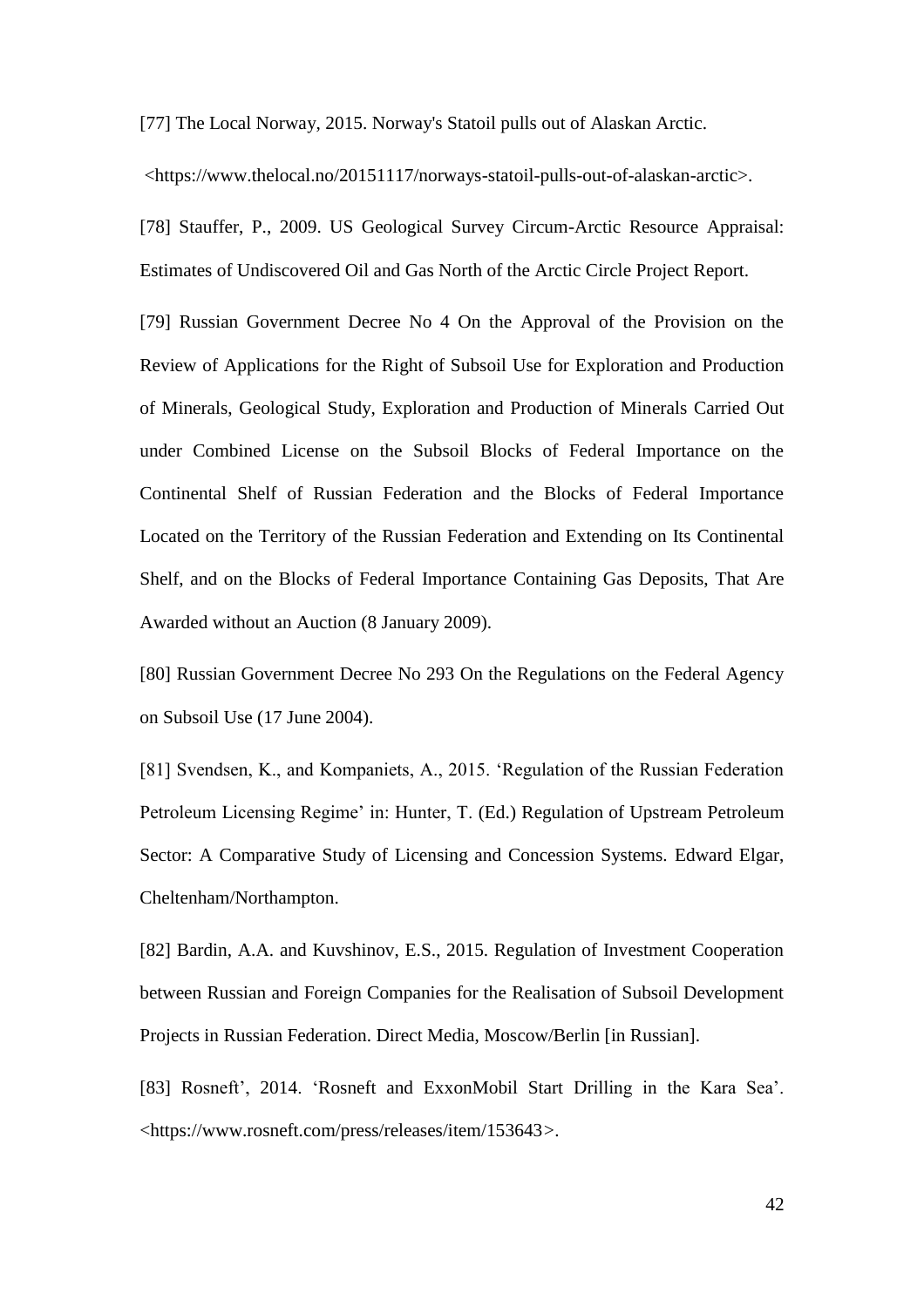[77] The Local Norway, 2015. Norway's Statoil pulls out of Alaskan Arctic.

<https://www.thelocal.no/20151117/norways-statoil-pulls-out-of-alaskan-arctic>.

[78] Stauffer, P., 2009. US Geological Survey Circum-Arctic Resource Appraisal: Estimates of Undiscovered Oil and Gas North of the Arctic Circle Project Report.

[79] Russian Government Decree No 4 On the Approval of the Provision on the Review of Applications for the Right of Subsoil Use for Exploration and Production of Minerals, Geological Study, Exploration and Production of Minerals Carried Out under Combined License on the Subsoil Blocks of Federal Importance on the Continental Shelf of Russian Federation and the Blocks of Federal Importance Located on the Territory of the Russian Federation and Extending on Its Continental Shelf, and on the Blocks of Federal Importance Containing Gas Deposits, That Are Awarded without an Auction (8 January 2009).

[80] Russian Government Decree No 293 On the Regulations on the Federal Agency on Subsoil Use (17 June 2004).

[81] Svendsen, K., and Kompaniets, A., 2015. 'Regulation of the Russian Federation Petroleum Licensing Regime' in: Hunter, T. (Ed.) Regulation of Upstream Petroleum Sector: A Comparative Study of Licensing and Concession Systems. Edward Elgar, Cheltenham/Northampton.

[82] Bardin, A.A. and Kuvshinov, E.S., 2015. Regulation of Investment Cooperation between Russian and Foreign Companies for the Realisation of Subsoil Development Projects in Russian Federation. Direct Media, Moscow/Berlin [in Russian].

[83] Rosneft', 2014. 'Rosneft and ExxonMobil Start Drilling in the Kara Sea'. <https://www.rosneft.com/press/releases/item/153643>.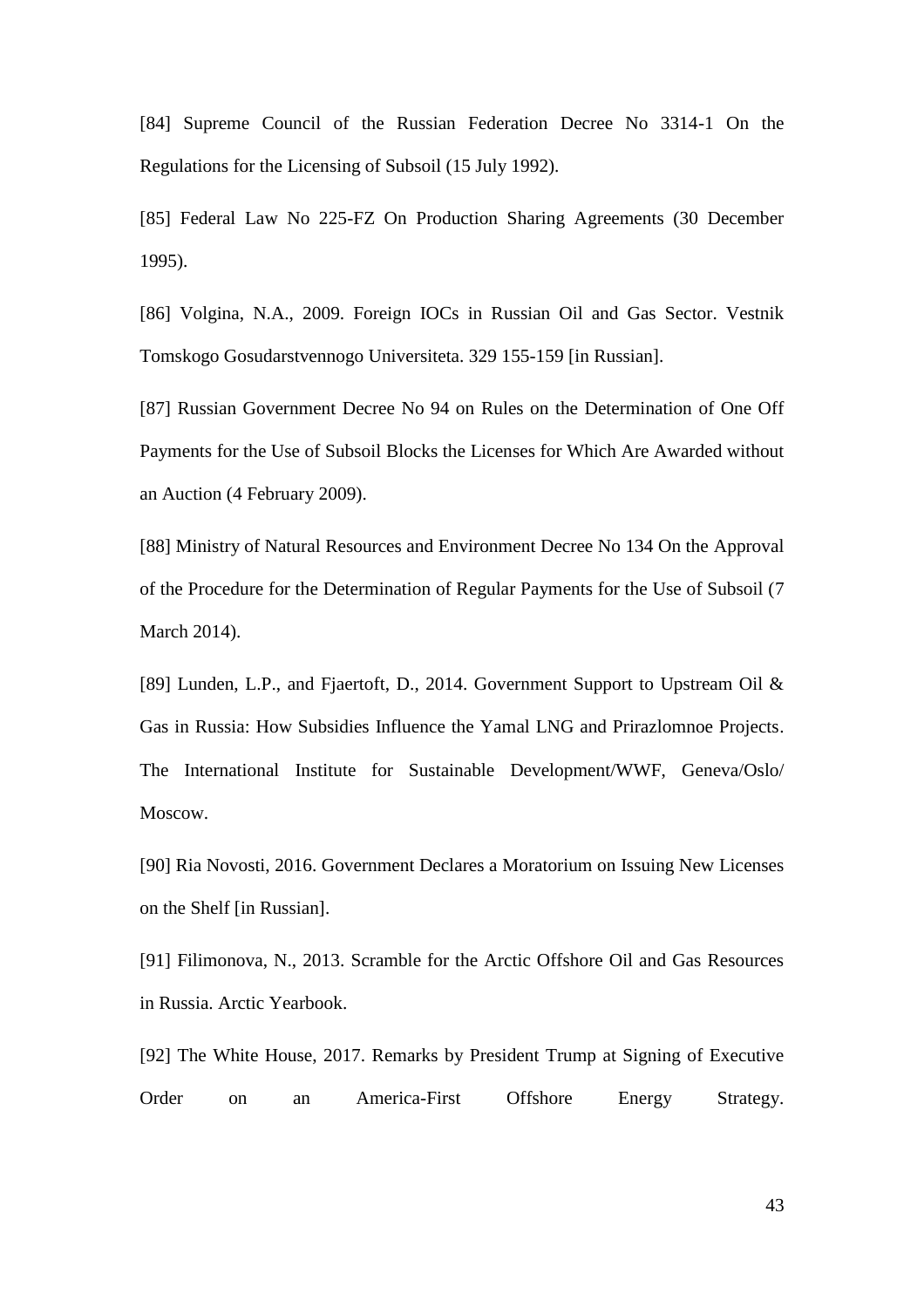[84] Supreme Council of the Russian Federation Decree No 3314-1 On the Regulations for the Licensing of Subsoil (15 July 1992).

[85] Federal Law No 225-FZ On Production Sharing Agreements (30 December 1995).

[86] Volgina, N.A., 2009. Foreign IOCs in Russian Oil and Gas Sector. Vestnik Tomskogo Gosudarstvennogo Universiteta. 329 155-159 [in Russian].

[87] Russian Government Decree No 94 on Rules on the Determination of One Off Payments for the Use of Subsoil Blocks the Licenses for Which Are Awarded without an Auction (4 February 2009).

[88] Ministry of Natural Resources and Environment Decree No 134 On the Approval of the Procedure for the Determination of Regular Payments for the Use of Subsoil (7 March 2014).

[89] Lunden, L.P., and Fjaertoft, D., 2014. Government Support to Upstream Oil & Gas in Russia: How Subsidies Influence the Yamal LNG and Prirazlomnoe Projects. The International Institute for Sustainable Development/WWF, Geneva/Oslo/ Moscow.

[90] Ria Novosti, 2016. Government Declares a Moratorium on Issuing New Licenses on the Shelf [in Russian].

[91] Filimonova, N., 2013. Scramble for the Arctic Offshore Oil and Gas Resources in Russia. Arctic Yearbook.

[92] The White House, 2017. Remarks by President Trump at Signing of Executive Order on an America-First Offshore Energy Strategy.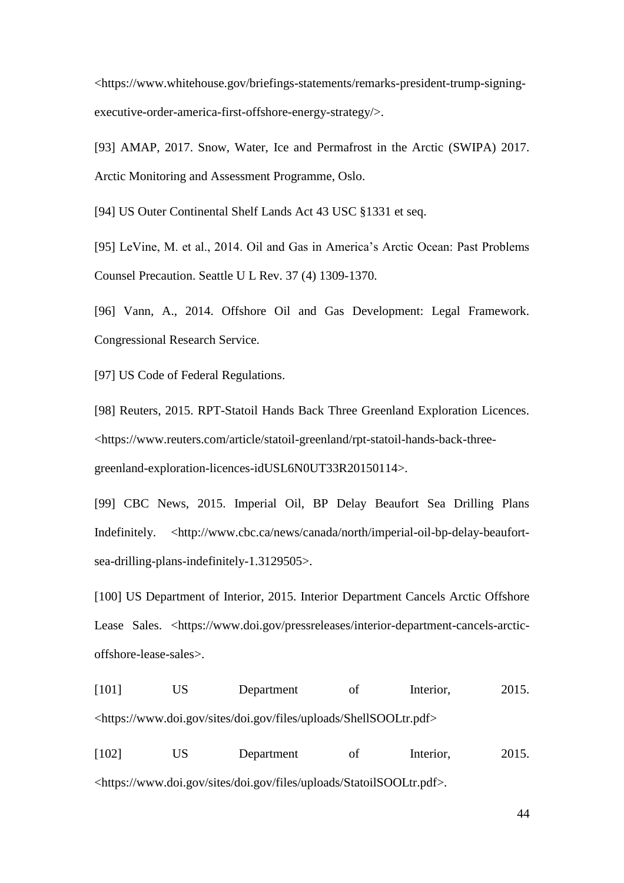<https://www.whitehouse.gov/briefings-statements/remarks-president-trump-signing-executive-order-america-first-offshore-energy-strategy/>.

[93] AMAP, 2017. Snow, Water, Ice and Permafrost in the Arctic (SWIPA) 2017. Arctic Monitoring and Assessment Programme, Oslo.

[94] US Outer Continental Shelf Lands Act 43 USC §1331 et seq.

[95] LeVine, M. et al., 2014. Oil and Gas in America's Arctic Ocean: Past Problems Counsel Precaution. Seattle U L Rev. 37 (4) 1309-1370.

[96] Vann, A., 2014. Offshore Oil and Gas Development: Legal Framework. Congressional Research Service.

[97] US Code of Federal Regulations.

[98] Reuters, 2015. RPT-Statoil Hands Back Three Greenland Exploration Licences. <https://www.reuters.com/article/statoil-greenland/rpt-statoil-hands-back-three-greenland-exploration-licences-idUSL6N0UT33R20150114>.

[99] CBC News, 2015. Imperial Oil, BP Delay Beaufort Sea Drilling Plans Indefinitely. <http://www.cbc.ca/news/canada/north/imperial-oil-bp-delay-beaufort-sea-drilling-plans-indefinitely-1.3129505>.

[100] US Department of Interior, 2015. Interior Department Cancels Arctic Offshore Lease Sales. <https://www.doi.gov/pressreleases/interior-department-cancels-arctic-offshore-lease-sales>.

[101] US Department of Interior, 2015. <https://www.doi.gov/sites/doi.gov/files/uploads/ShellSOOLtr.pdf>

[102] US Department of Interior, 2015. <https://www.doi.gov/sites/doi.gov/files/uploads/StatoilSOOLtr.pdf>.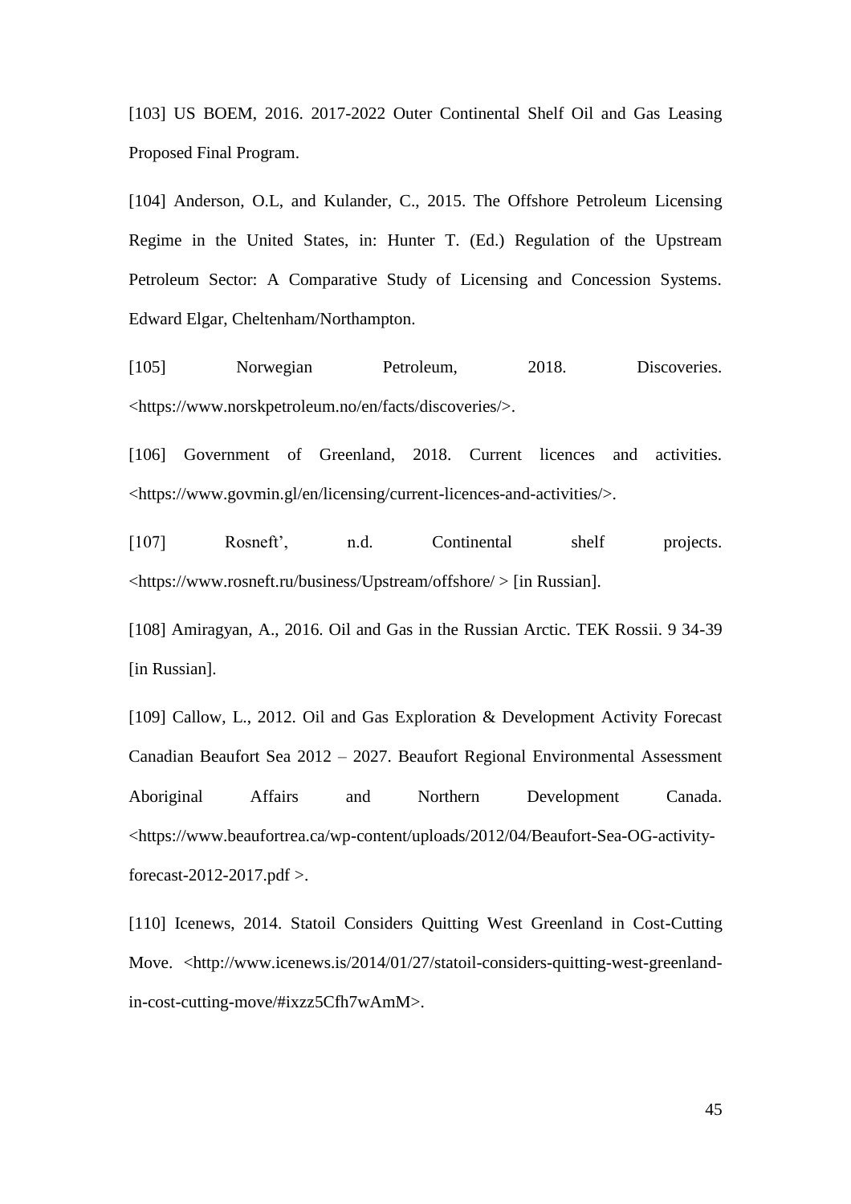[103] US BOEM, 2016. 2017-2022 Outer Continental Shelf Oil and Gas Leasing Proposed Final Program.

[104] Anderson, O.L, and Kulander, C., 2015. The Offshore Petroleum Licensing Regime in the United States, in: Hunter T. (Ed.) Regulation of the Upstream Petroleum Sector: A Comparative Study of Licensing and Concession Systems. Edward Elgar, Cheltenham/Northampton.

[105] Norwegian Petroleum, 2018. Discoveries. <https://www.norskpetroleum.no/en/facts/discoveries/>.

[106] Government of Greenland, 2018. Current licences and activities. <https://www.govmin.gl/en/licensing/current-licences-and-activities/>.

[107] Rosneft', n.d. Continental shelf projects. <https://www.rosneft.ru/business/Upstream/offshore/ > [in Russian].

[108] Amiragyan, A., 2016. Oil and Gas in the Russian Arctic. TEK Rossii. 9 34-39 [in Russian].

[109] Callow, L., 2012. Oil and Gas Exploration & Development Activity Forecast Canadian Beaufort Sea 2012 – 2027. Beaufort Regional Environmental Assessment Aboriginal Affairs and Northern Development Canada. <https://www.beaufortrea.ca/wp-content/uploads/2012/04/Beaufort-Sea-OG-activity-forecast-2012-2017.pdf >.

[110] Icenews, 2014. Statoil Considers Quitting West Greenland in Cost-Cutting Move. <http://www.icenews.is/2014/01/27/statoil-considers-quitting-west-greenland-in-cost-cutting-move/#ixzz5Cfh7wAmM>.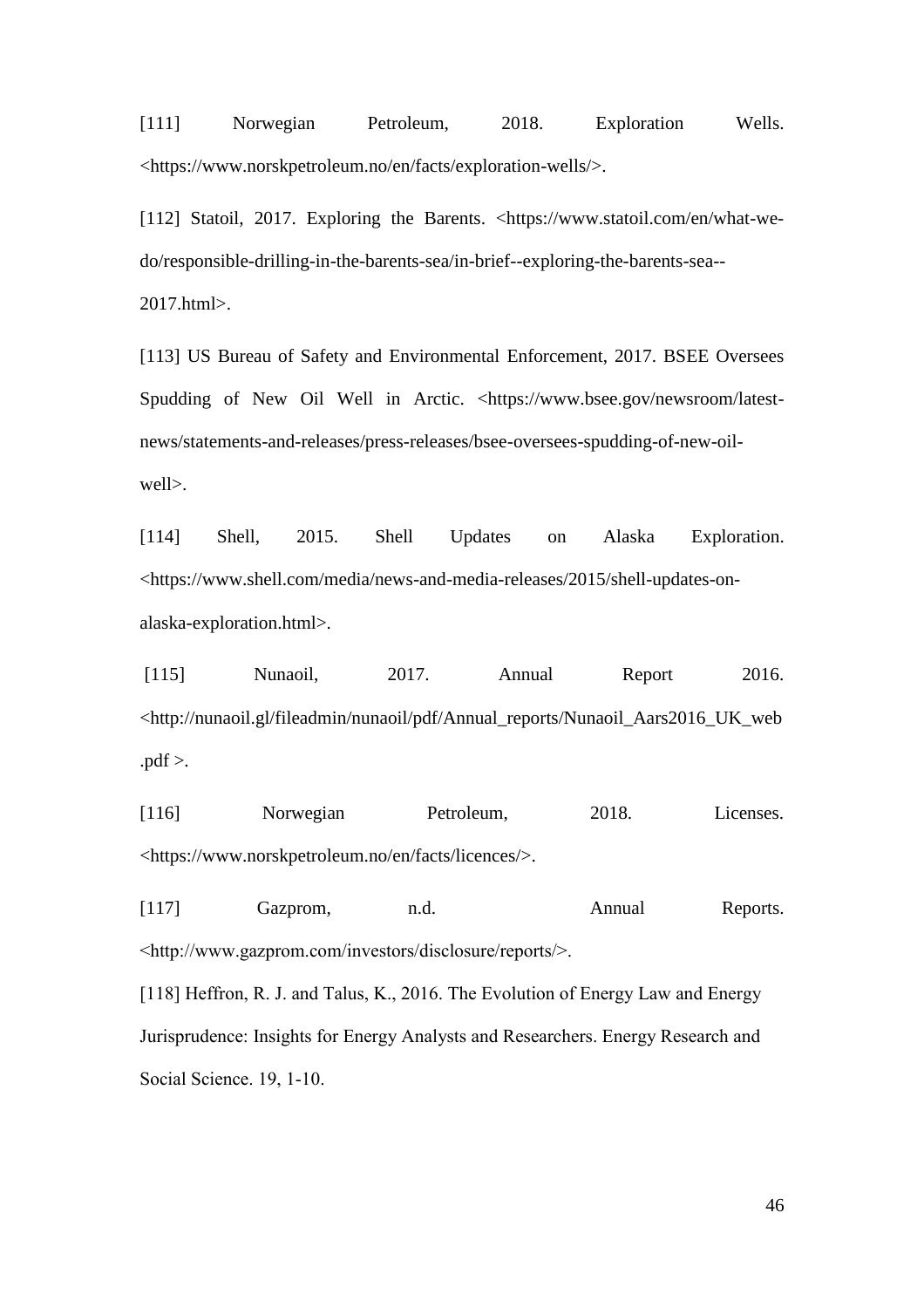[111] Norwegian Petroleum, 2018. Exploration Wells. <https://www.norskpetroleum.no/en/facts/exploration-wells/>.

[112] Statoil, 2017. Exploring the Barents. <https://www.statoil.com/en/what-we-do/responsible-drilling-in-the-barents-sea/in-brief--exploring-the-barents-sea--2017.html>.

[113] US Bureau of Safety and Environmental Enforcement, 2017. BSEE Oversees Spudding of New Oil Well in Arctic. <https://www.bsee.gov/newsroom/latest-news/statements-and-releases/press-releases/bsee-oversees-spudding-of-new-oil-well>.

[114] Shell, 2015. Shell Updates on Alaska Exploration. <https://www.shell.com/media/news-and-media-releases/2015/shell-updates-on-alaska-exploration.html>.

[115] Nunaoil, 2017. Annual Report 2016. <http://nunaoil.gl/fileadmin/nunaoil/pdf/Annual_reports/Nunaoil_Aars2016_UK_web.pdf >.

[116] Norwegian Petroleum, 2018. Licenses. <https://www.norskpetroleum.no/en/facts/licences/>.

[117] Gazprom, n.d. Annual Reports. <http://www.gazprom.com/investors/disclosure/reports/>.

[118] Heffron, R. J. and Talus, K., 2016. The Evolution of Energy Law and Energy Jurisprudence: Insights for Energy Analysts and Researchers. Energy Research and Social Science. 19, 1-10.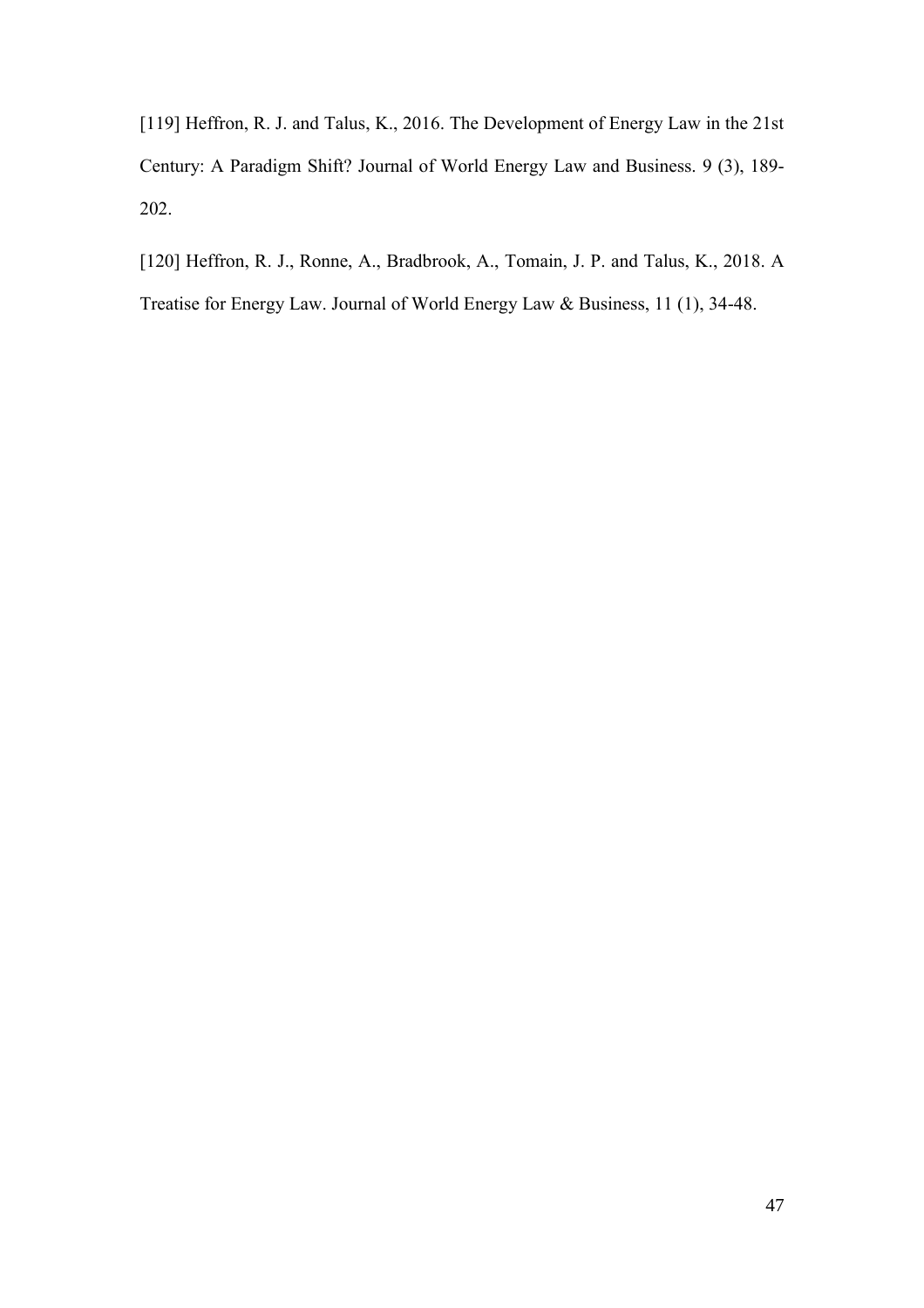[119] Heffron, R. J. and Talus, K., 2016. The Development of Energy Law in the 21st Century: A Paradigm Shift? Journal of World Energy Law and Business. 9 (3), 189-202.

[120] Heffron, R. J., Ronne, A., Bradbrook, A., Tomain, J. P. and Talus, K., 2018. A Treatise for Energy Law. Journal of World Energy Law & Business, 11 (1), 34-48.